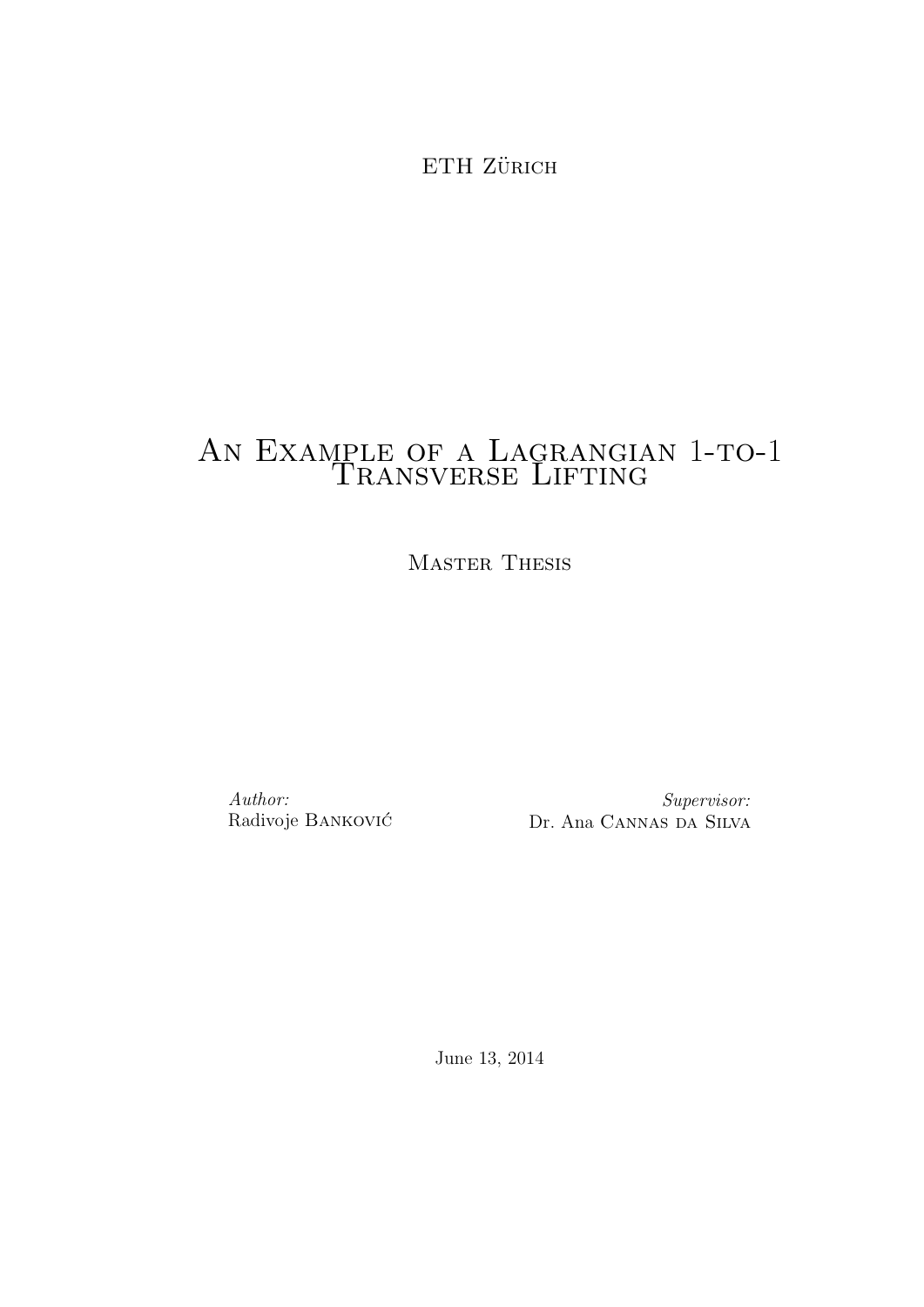ETH Zürich

# An Example of a Lagrangian 1-to-1 Transverse Lifting

Master Thesis

*Author:*
Radivoje Banković

*Supervisor:*
Dr. Ana Cannas da Silva

June 13, 2014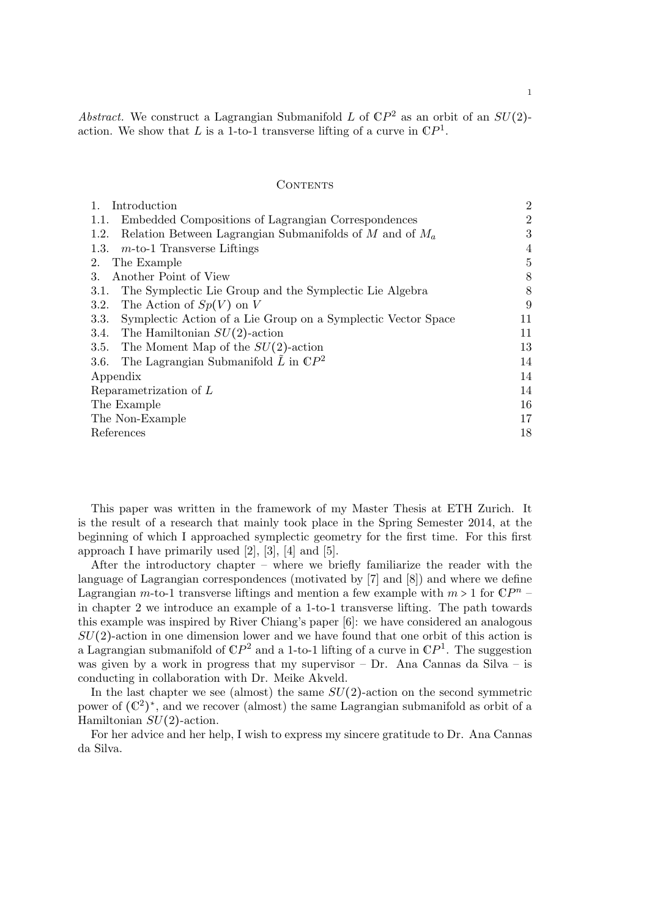*Abstract.* We construct a Lagrangian Submanifold $L$ of $\mathbb{C}P^2$ as an orbit of an $SU(2)$-action. We show that $L$ is a 1-to-1 transverse lifting of a curve in $\mathbb{C}P^1$.

## Contents

| | |
|---|---|
| 1. Introduction | 2 |
| 1.1. Embedded Compositions of Lagrangian Correspondences | 2 |
| 1.2. Relation Between Lagrangian Submanifolds of $M$ and of $M_a$ | 3 |
| 1.3. $m$-to-1 Transverse Liftings | 4 |
| 2. The Example | 5 |
| 3. Another Point of View | 8 |
| 3.1. The Symplectic Lie Group and the Symplectic Lie Algebra | 8 |
| 3.2. The Action of $Sp(V)$ on $V$ | 9 |
| 3.3. Symplectic Action of a Lie Group on a Symplectic Vector Space | 11 |
| 3.4. The Hamiltonian $SU(2)$-action | 11 |
| 3.5. The Moment Map of the $SU(2)$-action | 13 |
| 3.6. The Lagrangian Submanifold $\tilde{L}$ in $\mathbb{C}P^2$ | 14 |
| Appendix | 14 |
| Reparametrization of $L$ | 14 |
| The Example | 16 |
| The Non-Example | 17 |
| References | 18 |

This paper was written in the framework of my Master Thesis at ETH Zurich. It is the result of a research that mainly took place in the Spring Semester 2014, at the beginning of which I approached symplectic geometry for the first time. For this first approach I have primarily used [2], [3], [4] and [5].

After the introductory chapter – where we briefly familiarize the reader with the language of Lagrangian correspondences (motivated by [7] and [8]) and where we define Lagrangian $m$-to-1 transverse liftings and mention a few example with $m > 1$ for $\mathbb{C}P^n$ – in chapter 2 we introduce an example of a 1-to-1 transverse lifting. The path towards this example was inspired by River Chiang's paper [6]: we have considered an analogous $SU(2)$-action in one dimension lower and we have found that one orbit of this action is a Lagrangian submanifold of $\mathbb{C}P^2$ and a 1-to-1 lifting of a curve in $\mathbb{C}P^1$. The suggestion was given by a work in progress that my supervisor – Dr. Ana Cannas da Silva – is conducting in collaboration with Dr. Meike Akveld.

In the last chapter we see (almost) the same $SU(2)$-action on the second symmetric power of $(\mathbb{C}^2)^*$, and we recover (almost) the same Lagrangian submanifold as orbit of a Hamiltonian $SU(2)$-action.

For her advice and her help, I wish to express my sincere gratitude to Dr. Ana Cannas da Silva.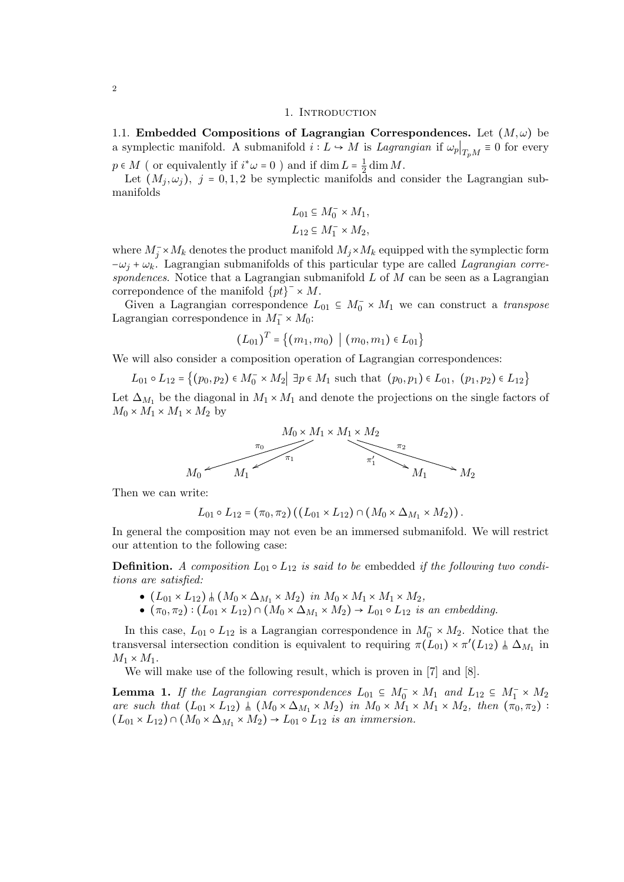## 1. Introduction

### 1.1. Embedded Compositions of Lagrangian Correspondences.

Let $(M, \omega)$ be a symplectic manifold. A submanifold $i : L \hookrightarrow M$ is *Lagrangian* if $\omega_p\big|_{T_pM} \equiv 0$ for every $p \in M$ ( or equivalently if $i^*\omega = 0$ ) and if $\dim L = \frac{1}{2}\dim M$.

Let $(M_j, \omega_j)$, $j = 0, 1, 2$ be symplectic manifolds and consider the Lagrangian submanifolds

$$L_{01} \subseteq M_0^- \times M_1,$$
$$L_{12} \subseteq M_1^- \times M_2,$$

where $M_j^- \times M_k$ denotes the product manifold $M_j \times M_k$ equipped with the symplectic form $-\omega_j + \omega_k$. Lagrangian submanifolds of this particular type are called *Lagrangian correspondences*. Notice that a Lagrangian submanifold $L$ of $M$ can be seen as a Lagrangian correpondence of the manifold $\{pt\}^- \times M$.

Given a Lagrangian correspondence $L_{01} \subseteq M_0^- \times M_1$ we can construct a *transpose* Lagrangian correspondence in $M_1^- \times M_0$:

$$(L_{01})^T = \{(m_1, m_0) \mid (m_0, m_1) \in L_{01}\}$$

We will also consider a composition operation of Lagrangian correspondences:

$$L_{01} \circ L_{12} = \{(p_0, p_2) \in M_0^- \times M_2 \mid \exists p \in M_1 \text{ such that } (p_0, p_1) \in L_{01},\ (p_1, p_2) \in L_{12}\}$$

Let $\Delta_{M_1}$ be the diagonal in $M_1 \times M_1$ and denote the projections on the single factors of $M_0 \times M_1 \times M_1 \times M_2$ by

$$\pi_0 : M_0 \times M_1 \times M_1 \times M_2 \to M_0, \quad \pi_1 : M_0 \times M_1 \times M_1 \times M_2 \to M_1, \quad \pi_1' : M_0 \times M_1 \times M_1 \times M_2 \to M_1, \quad \pi_2 : M_0 \times M_1 \times M_1 \times M_2 \to M_2$$

Then we can write:

$$L_{01} \circ L_{12} = (\pi_0, \pi_2)\left((L_{01} \times L_{12}) \cap (M_0 \times \Delta_{M_1} \times M_2)\right).$$

In general the composition may not even be an immersed submanifold. We will restrict our attention to the following case:

**Definition.** *A composition $L_{01} \circ L_{12}$ is said to be* embedded *if the following two conditions are satisfied:*

- $(L_{01} \times L_{12}) \pitchfork (M_0 \times \Delta_{M_1} \times M_2)$ *in* $M_0 \times M_1 \times M_1 \times M_2$,
- $(\pi_0, \pi_2) : (L_{01} \times L_{12}) \cap (M_0 \times \Delta_{M_1} \times M_2) \to L_{01} \circ L_{12}$ *is an embedding.*

In this case, $L_{01} \circ L_{12}$ is a Lagrangian correspondence in $M_0^- \times M_2$. Notice that the transversal intersection condition is equivalent to requiring $\pi(L_{01}) \times \pi'(L_{12}) \pitchfork \Delta_{M_1}$ in $M_1 \times M_1$.

We will make use of the following result, which is proven in [7] and [8].

**Lemma 1.** *If the Lagrangian correspondences $L_{01} \subseteq M_0^- \times M_1$ and $L_{12} \subseteq M_1^- \times M_2$ are such that $(L_{01} \times L_{12}) \pitchfork (M_0 \times \Delta_{M_1} \times M_2)$ in $M_0 \times M_1 \times M_1 \times M_2$, then $(\pi_0, \pi_2) : (L_{01} \times L_{12}) \cap (M_0 \times \Delta_{M_1} \times M_2) \to L_{01} \circ L_{12}$ is an immersion.*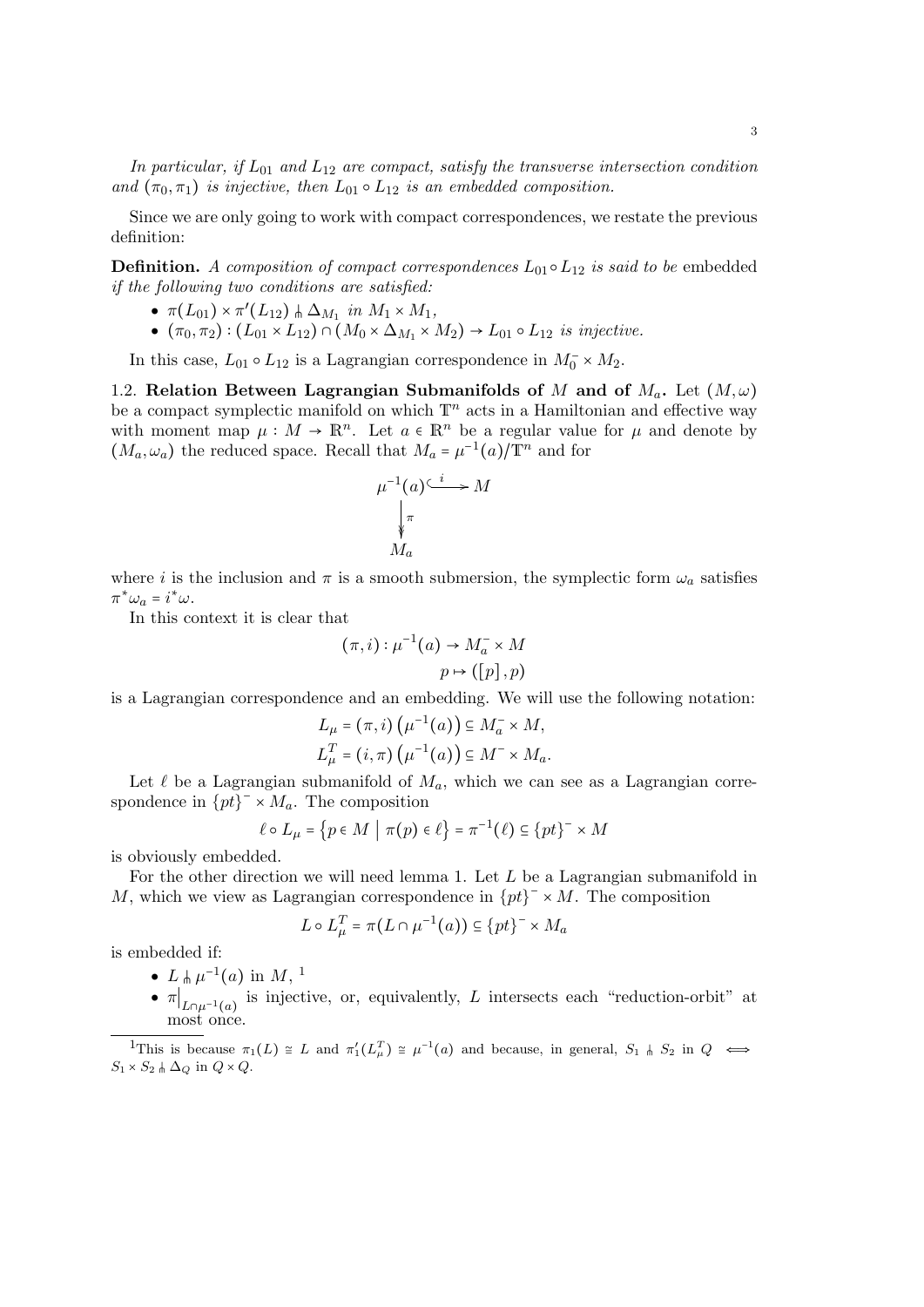*In particular, if $L_{01}$ and $L_{12}$ are compact, satisfy the transverse intersection condition and $(\pi_0, \pi_1)$ is injective, then $L_{01} \circ L_{12}$ is an embedded composition.*

Since we are only going to work with compact correspondences, we restate the previous definition:

**Definition.** *A composition of compact correspondences $L_{01} \circ L_{12}$ is said to be* embedded *if the following two conditions are satisfied:*

- $\pi(L_{01}) \times \pi'(L_{12}) \pitchfork \Delta_{M_1}$ *in* $M_1 \times M_1$,
- $(\pi_0, \pi_2) : (L_{01} \times L_{12}) \cap (M_0 \times \Delta_{M_1} \times M_2) \to L_{01} \circ L_{12}$ *is injective.*

In this case, $L_{01} \circ L_{12}$ is a Lagrangian correspondence in $M_0^- \times M_2$.

1.2. **Relation Between Lagrangian Submanifolds of $M$ and of $M_a$.** Let $(M, \omega)$ be a compact symplectic manifold on which $\mathbb{T}^n$ acts in a Hamiltonian and effective way with moment map $\mu : M \to \mathbb{R}^n$. Let $a \in \mathbb{R}^n$ be a regular value for $\mu$ and denote by $(M_a, \omega_a)$ the reduced space. Recall that $M_a = \mu^{-1}(a)/\mathbb{T}^n$ and for

$$\begin{array}{ccc} \mu^{-1}(a) & \xhookrightarrow{i} & M \\ \big\downarrow{\scriptstyle \pi} & & \\ M_a & & \end{array}$$

where $i$ is the inclusion and $\pi$ is a smooth submersion, the symplectic form $\omega_a$ satisfies $\pi^* \omega_a = i^* \omega$.

In this context it is clear that

$$(\pi, i) : \mu^{-1}(a) \to M_a^- \times M$$
$$p \mapsto ([p], p)$$

is a Lagrangian correspondence and an embedding. We will use the following notation:

$$L_\mu = (\pi, i)\left(\mu^{-1}(a)\right) \subseteq M_a^- \times M,$$
$$L_\mu^T = (i, \pi)\left(\mu^{-1}(a)\right) \subseteq M^- \times M_a.$$

Let $\ell$ be a Lagrangian submanifold of $M_a$, which we can see as a Lagrangian correspondence in $\{pt\}^- \times M_a$. The composition

$$\ell \circ L_\mu = \left\{ p \in M \;\middle|\; \pi(p) \in \ell \right\} = \pi^{-1}(\ell) \subseteq \{pt\}^- \times M$$

is obviously embedded.

For the other direction we will need lemma 1. Let $L$ be a Lagrangian submanifold in $M$, which we view as Lagrangian correspondence in $\{pt\}^- \times M$. The composition

$$L \circ L_\mu^T = \pi(L \cap \mu^{-1}(a)) \subseteq \{pt\}^- \times M_a$$

is embedded if:

- $L \pitchfork \mu^{-1}(a)$ in $M$, [1]
- $\pi\big|_{L \cap \mu^{-1}(a)}$ is injective, or, equivalently, $L$ intersects each "reduction-orbit" at most once.

[1]This is because $\pi_1(L) \cong L$ and $\pi_1'(L_\mu^T) \cong \mu^{-1}(a)$ and because, in general, $S_1 \pitchfork S_2$ in $Q \iff S_1 \times S_2 \pitchfork \Delta_Q$ in $Q \times Q$.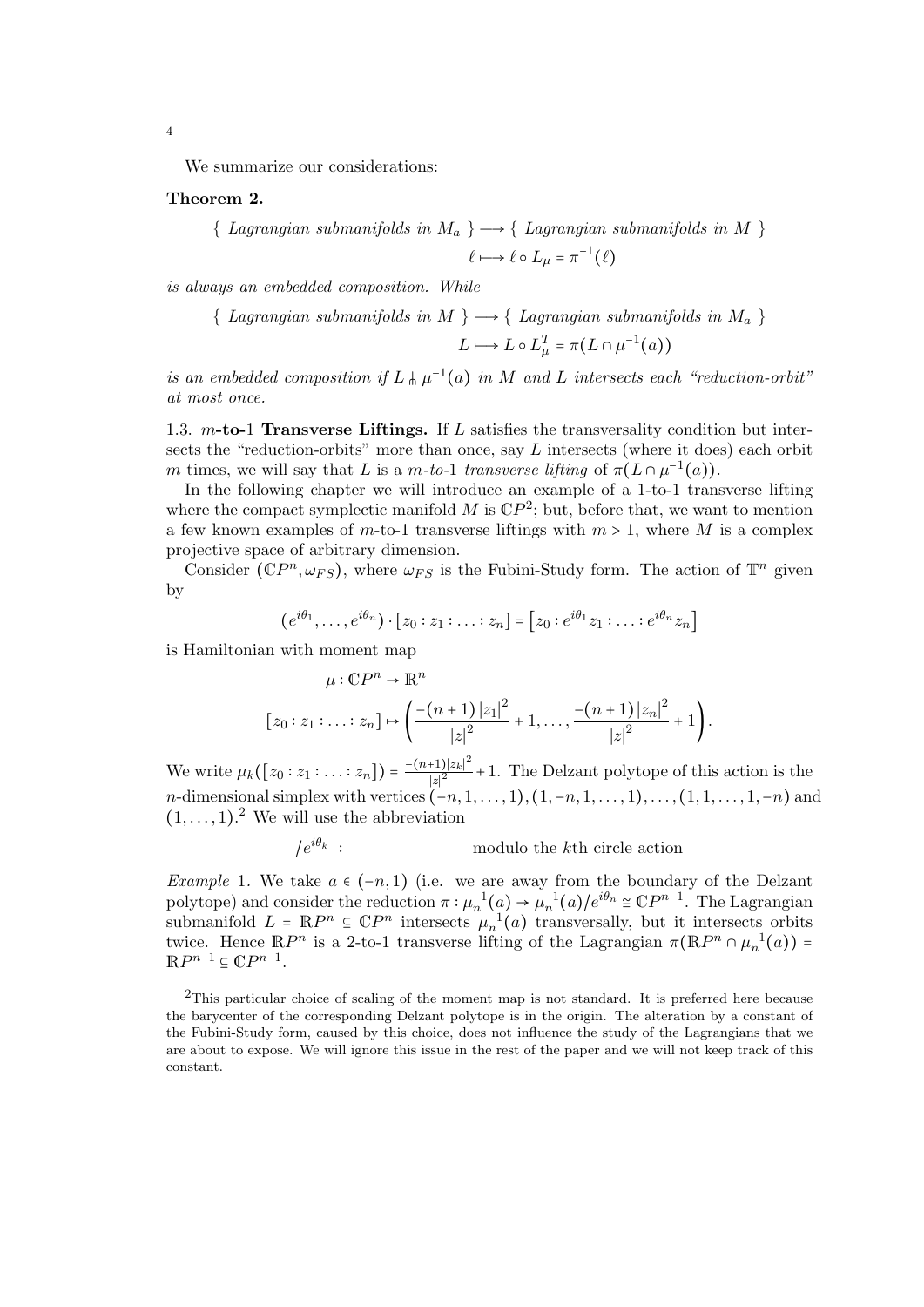We summarize our considerations:

**Theorem 2.**

$$\{ \text{ Lagrangian submanifolds in } M_a \ \} \longrightarrow \{ \text{ Lagrangian submanifolds in } M \ \}$$
$$\ell \longmapsto \ell \circ L_\mu = \pi^{-1}(\ell)$$

*is always an embedded composition. While*

$$\{ \text{ Lagrangian submanifolds in } M \ \} \longrightarrow \{ \text{ Lagrangian submanifolds in } M_a \ \}$$
$$L \longmapsto L \circ L_\mu^T = \pi(L \cap \mu^{-1}(a))$$

*is an embedded composition if $L \pitchfork \mu^{-1}(a)$ in $M$ and $L$ intersects each "reduction-orbit" at most once.*

1.3. **$m$-to-1 Transverse Liftings.** If $L$ satisfies the transversality condition but intersects the "reduction-orbits" more than once, say $L$ intersects (where it does) each orbit $m$ times, we will say that $L$ is a *$m$-to-1 transverse lifting* of $\pi(L \cap \mu^{-1}(a))$.

In the following chapter we will introduce an example of a 1-to-1 transverse lifting where the compact symplectic manifold $M$ is $\mathbb{C}P^2$; but, before that, we want to mention a few known examples of $m$-to-1 transverse liftings with $m > 1$, where $M$ is a complex projective space of arbitrary dimension.

Consider $(\mathbb{C}P^n, \omega_{FS})$, where $\omega_{FS}$ is the Fubini-Study form. The action of $\mathbb{T}^n$ given by

$$(e^{i\theta_1}, \ldots, e^{i\theta_n}) \cdot [z_0 : z_1 : \ldots : z_n] = [z_0 : e^{i\theta_1} z_1 : \ldots : e^{i\theta_n} z_n]$$

is Hamiltonian with moment map

$$\mu : \mathbb{C}P^n \to \mathbb{R}^n$$
$$[z_0 : z_1 : \ldots : z_n] \mapsto \left( \frac{-(n+1)\,|z_1|^2}{|z|^2} + 1, \ldots, \frac{-(n+1)\,|z_n|^2}{|z|^2} + 1 \right).$$

We write $\mu_k([z_0 : z_1 : \ldots : z_n]) = \frac{-(n+1)|z_k|^2}{|z|^2} + 1$. The Delzant polytope of this action is the $n$-dimensional simplex with vertices $(-n, 1, \ldots, 1), (1, -n, 1, \ldots, 1), \ldots, (1, 1, \ldots, 1, -n)$ and $(1, \ldots, 1)$.[2] We will use the abbreviation

$$/e^{i\theta_k} \ : \qquad\qquad \text{modulo the } k\text{th circle action}$$

*Example* 1. We take $a \in (-n, 1)$ (i.e. we are away from the boundary of the Delzant polytope) and consider the reduction $\pi : \mu_n^{-1}(a) \to \mu_n^{-1}(a)/e^{i\theta_n} \cong \mathbb{C}P^{n-1}$. The Lagrangian submanifold $L = \mathbb{R}P^n \subseteq \mathbb{C}P^n$ intersects $\mu_n^{-1}(a)$ transversally, but it intersects orbits twice. Hence $\mathbb{R}P^n$ is a 2-to-1 transverse lifting of the Lagrangian $\pi(\mathbb{R}P^n \cap \mu_n^{-1}(a)) = \mathbb{R}P^{n-1} \subseteq \mathbb{C}P^{n-1}$.

---

[2] This particular choice of scaling of the moment map is not standard. It is preferred here because the barycenter of the corresponding Delzant polytope is in the origin. The alteration by a constant of the Fubini-Study form, caused by this choice, does not influence the study of the Lagrangians that we are about to expose. We will ignore this issue in the rest of the paper and we will not keep track of this constant.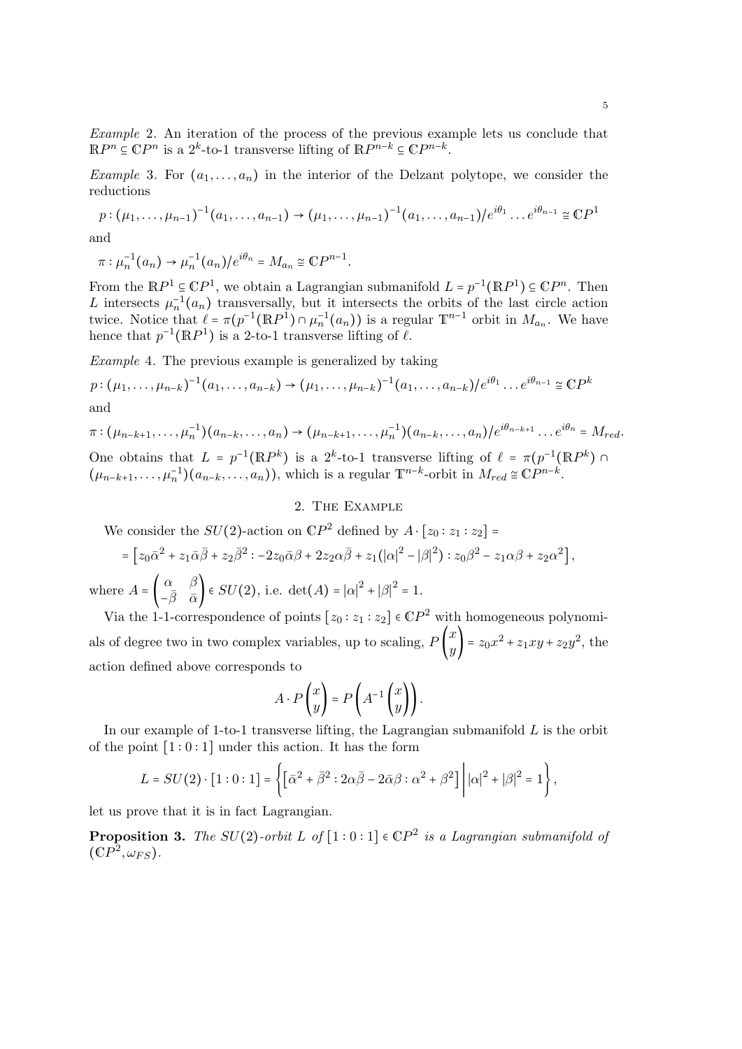*Example* 2. An iteration of the process of the previous example lets us conclude that $\mathbb{R}P^n \subseteq \mathbb{C}P^n$ is a $2^k$-to-1 transverse lifting of $\mathbb{R}P^{n-k} \subseteq \mathbb{C}P^{n-k}$.

*Example* 3. For $(a_1, \ldots, a_n)$ in the interior of the Delzant polytope, we consider the reductions

$$p : (\mu_1, \ldots, \mu_{n-1})^{-1}(a_1, \ldots, a_{n-1}) \to (\mu_1, \ldots, \mu_{n-1})^{-1}(a_1, \ldots, a_{n-1})/e^{i\theta_1} \ldots e^{i\theta_{n-1}} \cong \mathbb{C}P^1$$

and

$$\pi : \mu_n^{-1}(a_n) \to \mu_n^{-1}(a_n)/e^{i\theta_n} = M_{a_n} \cong \mathbb{C}P^{n-1}.$$

From the $\mathbb{R}P^1 \subseteq \mathbb{C}P^1$, we obtain a Lagrangian submanifold $L = p^{-1}(\mathbb{R}P^1) \subseteq \mathbb{C}P^n$. Then $L$ intersects $\mu_n^{-1}(a_n)$ transversally, but it intersects the orbits of the last circle action twice. Notice that $\ell = \pi(p^{-1}(\mathbb{R}P^1) \cap \mu_n^{-1}(a_n))$ is a regular $\mathbb{T}^{n-1}$ orbit in $M_{a_n}$. We have hence that $p^{-1}(\mathbb{R}P^1)$ is a 2-to-1 transverse lifting of $\ell$.

*Example* 4. The previous example is generalized by taking

$$p : (\mu_1, \ldots, \mu_{n-k})^{-1}(a_1, \ldots, a_{n-k}) \to (\mu_1, \ldots, \mu_{n-k})^{-1}(a_1, \ldots, a_{n-k})/e^{i\theta_1} \ldots e^{i\theta_{n-1}} \cong \mathbb{C}P^k$$

and

$$\pi : (\mu_{n-k+1}, \ldots, \mu_n^{-1})(a_{n-k}, \ldots, a_n) \to (\mu_{n-k+1}, \ldots, \mu_n^{-1})(a_{n-k}, \ldots, a_n)/e^{i\theta_{n-k+1}} \ldots e^{i\theta_n} = M_{red}.$$

One obtains that $L = p^{-1}(\mathbb{R}P^k)$ is a $2^k$-to-1 transverse lifting of $\ell = \pi(p^{-1}(\mathbb{R}P^k) \cap (\mu_{n-k+1}, \ldots, \mu_n^{-1})(a_{n-k}, \ldots, a_n))$, which is a regular $\mathbb{T}^{n-k}$-orbit in $M_{red} \cong \mathbb{C}P^{n-k}$.

## 2. The Example

We consider the $SU(2)$-action on $\mathbb{C}P^2$ defined by $A \cdot [z_0 : z_1 : z_2] =$

$$= \left[z_0\bar{\alpha}^2 + z_1\bar{\alpha}\bar{\beta} + z_2\bar{\beta}^2 : -2z_0\bar{\alpha}\beta + 2z_2\alpha\bar{\beta} + z_1(|\alpha|^2 - |\beta|^2) : z_0\beta^2 - z_1\alpha\beta + z_2\alpha^2\right],$$

where $A = \begin{pmatrix} \alpha & \beta \\ -\bar{\beta} & \bar{\alpha} \end{pmatrix} \in SU(2)$, i.e. $\det(A) = |\alpha|^2 + |\beta|^2 = 1$.

Via the 1-1-correspondence of points $[z_0 : z_1 : z_2] \in \mathbb{C}P^2$ with homogeneous polynomials of degree two in two complex variables, up to scaling, $P\begin{pmatrix} x \\ y \end{pmatrix} = z_0x^2 + z_1xy + z_2y^2$, the action defined above corresponds to

$$A \cdot P\begin{pmatrix} x \\ y \end{pmatrix} = P\left(A^{-1}\begin{pmatrix} x \\ y \end{pmatrix}\right).$$

In our example of 1-to-1 transverse lifting, the Lagrangian submanifold $L$ is the orbit of the point $[1 : 0 : 1]$ under this action. It has the form

$$L = SU(2) \cdot [1 : 0 : 1] = \left\{ \left[\bar{\alpha}^2 + \bar{\beta}^2 : 2\alpha\bar{\beta} - 2\bar{\alpha}\beta : \alpha^2 + \beta^2\right] \,\middle|\, |\alpha|^2 + |\beta|^2 = 1 \right\},$$

let us prove that it is in fact Lagrangian.

**Proposition 3.** *The $SU(2)$-orbit $L$ of $[1 : 0 : 1] \in \mathbb{C}P^2$ is a Lagrangian submanifold of $(\mathbb{C}P^2, \omega_{FS})$.*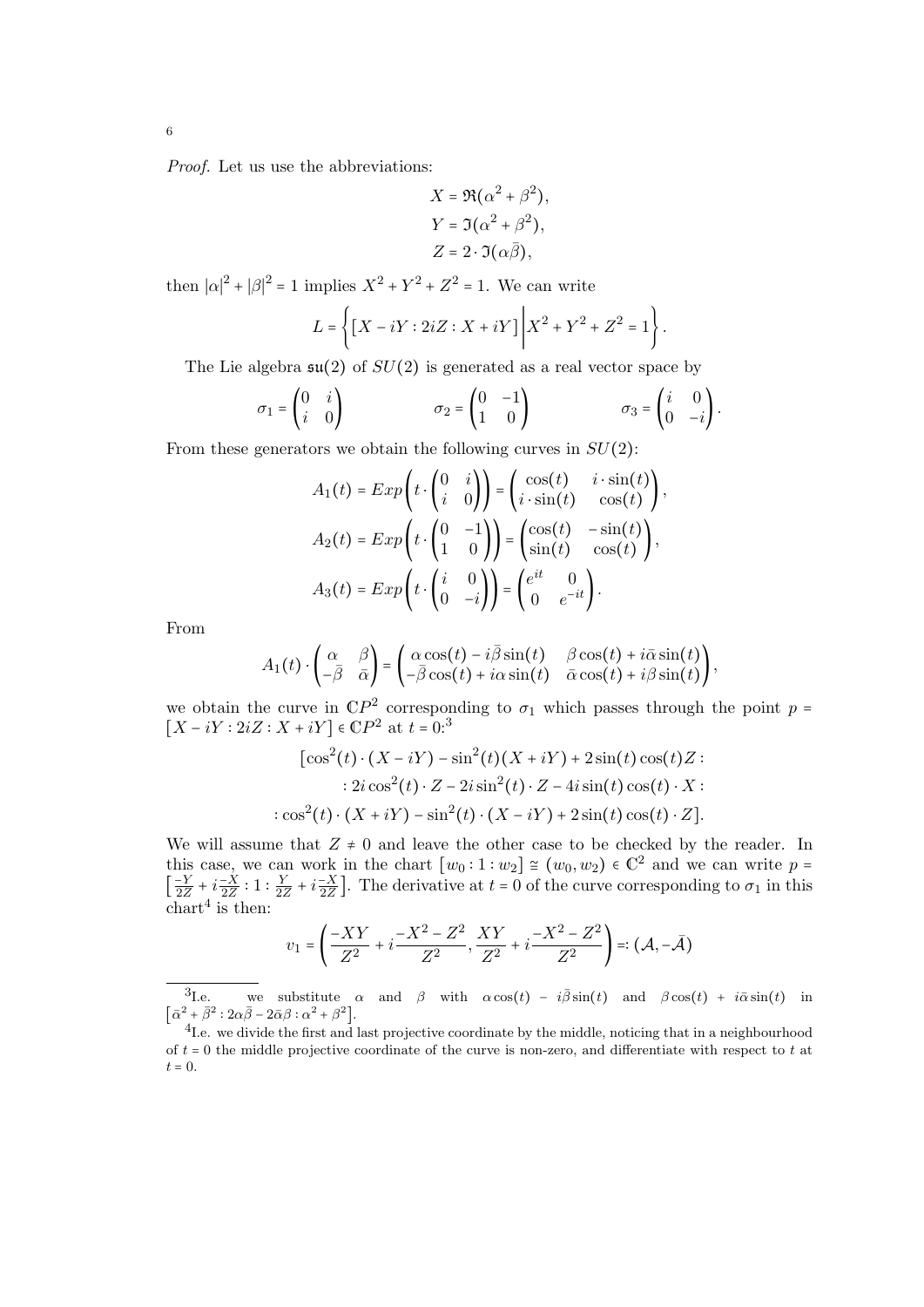*Proof.* Let us use the abbreviations:

$$X = \Re(\alpha^2 + \beta^2),$$
$$Y = \Im(\alpha^2 + \beta^2),$$
$$Z = 2 \cdot \Im(\alpha\bar{\beta}),$$

then $|\alpha|^2 + |\beta|^2 = 1$ implies $X^2 + Y^2 + Z^2 = 1$. We can write

$$L = \left\{ \left[ X - iY : 2iZ : X + iY \right] \middle| X^2 + Y^2 + Z^2 = 1 \right\}.$$

The Lie algebra $\mathfrak{su}(2)$ of $SU(2)$ is generated as a real vector space by

$$\sigma_1 = \begin{pmatrix} 0 & i \\ i & 0 \end{pmatrix} \qquad \sigma_2 = \begin{pmatrix} 0 & -1 \\ 1 & 0 \end{pmatrix} \qquad \sigma_3 = \begin{pmatrix} i & 0 \\ 0 & -i \end{pmatrix}.$$

From these generators we obtain the following curves in $SU(2)$:

$$A_1(t) = Exp\left( t \cdot \begin{pmatrix} 0 & i \\ i & 0 \end{pmatrix} \right) = \begin{pmatrix} \cos(t) & i \cdot \sin(t) \\ i \cdot \sin(t) & \cos(t) \end{pmatrix},$$
$$A_2(t) = Exp\left( t \cdot \begin{pmatrix} 0 & -1 \\ 1 & 0 \end{pmatrix} \right) = \begin{pmatrix} \cos(t) & -\sin(t) \\ \sin(t) & \cos(t) \end{pmatrix},$$
$$A_3(t) = Exp\left( t \cdot \begin{pmatrix} i & 0 \\ 0 & -i \end{pmatrix} \right) = \begin{pmatrix} e^{it} & 0 \\ 0 & e^{-it} \end{pmatrix}.$$

From

$$A_1(t) \cdot \begin{pmatrix} \alpha & \beta \\ -\bar{\beta} & \bar{\alpha} \end{pmatrix} = \begin{pmatrix} \alpha\cos(t) - i\bar{\beta}\sin(t) & \beta\cos(t) + i\bar{\alpha}\sin(t) \\ -\bar{\beta}\cos(t) + i\alpha\sin(t) & \bar{\alpha}\cos(t) + i\beta\sin(t) \end{pmatrix},$$

we obtain the curve in $\mathbb{C}P^2$ corresponding to $\sigma_1$ which passes through the point $p = [X - iY : 2iZ : X + iY] \in \mathbb{C}P^2$ at $t = 0$:[3]

$$\begin{aligned}
&[\cos^2(t) \cdot (X - iY) - \sin^2(t)(X + iY) + 2\sin(t)\cos(t)Z : \\
&: 2i\cos^2(t) \cdot Z - 2i\sin^2(t) \cdot Z - 4i\sin(t)\cos(t) \cdot X : \\
&: \cos^2(t) \cdot (X + iY) - \sin^2(t) \cdot (X - iY) + 2\sin(t)\cos(t) \cdot Z].
\end{aligned}$$

We will assume that $Z \neq 0$ and leave the other case to be checked by the reader. In this case, we can work in the chart $[w_0 : 1 : w_2] \cong (w_0, w_2) \in \mathbb{C}^2$ and we can write $p = \left[ \frac{-Y}{2Z} + i\frac{-X}{2Z} : 1 : \frac{Y}{2Z} + i\frac{-X}{2Z} \right]$. The derivative at $t = 0$ of the curve corresponding to $\sigma_1$ in this chart[4] is then:

$$v_1 = \left( \frac{-XY}{Z^2} + i\frac{-X^2 - Z^2}{Z^2}, \frac{XY}{Z^2} + i\frac{-X^2 - Z^2}{Z^2} \right) =: (\mathcal{A}, -\bar{\mathcal{A}})$$

---

[3] I.e. we substitute $\alpha$ and $\beta$ with $\alpha\cos(t) - i\bar{\beta}\sin(t)$ and $\beta\cos(t) + i\bar{\alpha}\sin(t)$ in $[\bar{\alpha}^2 + \bar{\beta}^2 : 2\alpha\bar{\beta} - 2\bar{\alpha}\beta : \alpha^2 + \beta^2]$.

[4] I.e. we divide the first and last projective coordinate by the middle, noticing that in a neighbourhood of $t = 0$ the middle projective coordinate of the curve is non-zero, and differentiate with respect to $t$ at $t = 0$.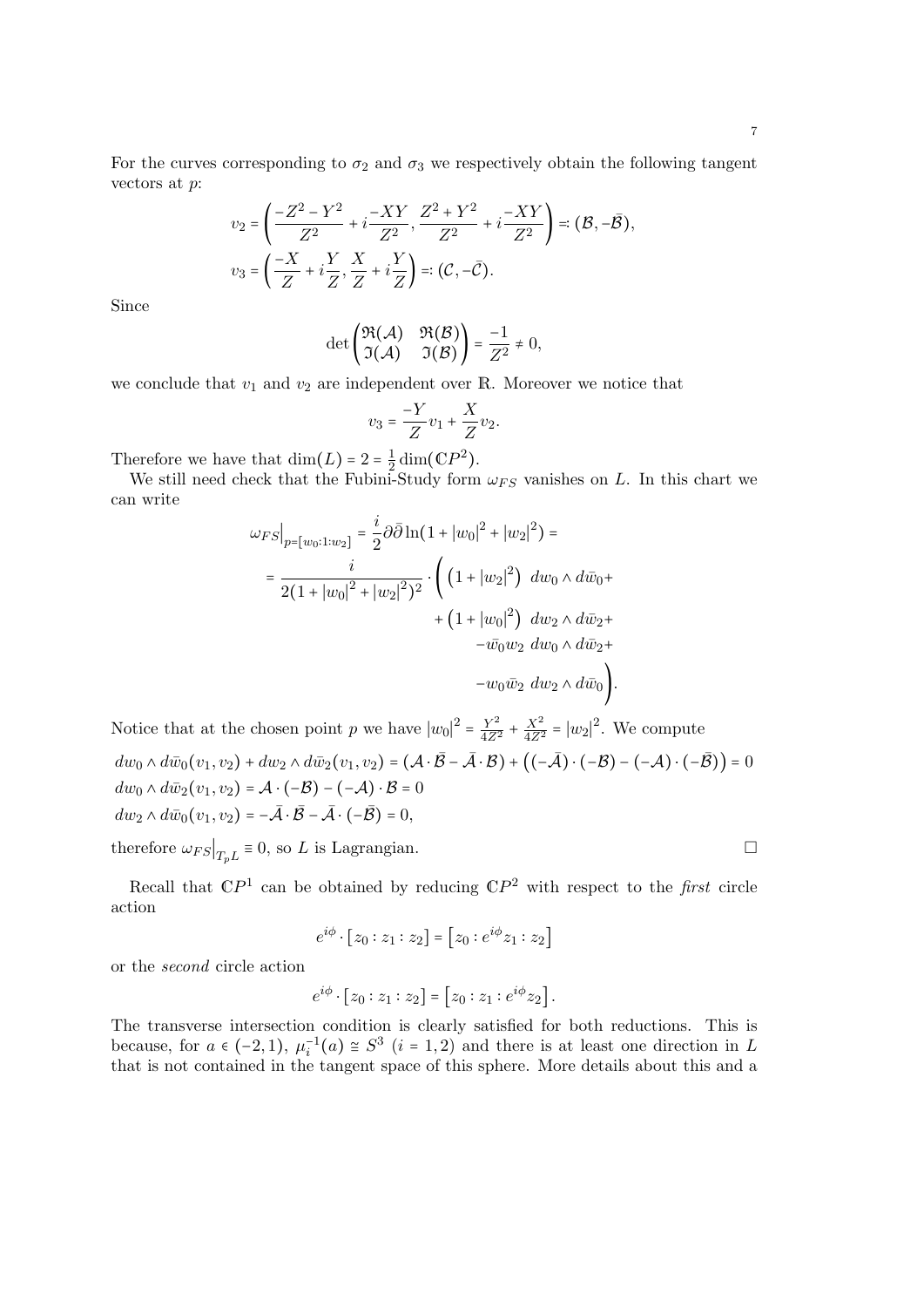For the curves corresponding to $\sigma_2$ and $\sigma_3$ we respectively obtain the following tangent vectors at $p$:

$$v_2 = \left(\frac{-Z^2 - Y^2}{Z^2} + i\frac{-XY}{Z^2}, \frac{Z^2 + Y^2}{Z^2} + i\frac{-XY}{Z^2}\right) =: (\mathcal{B}, -\bar{\mathcal{B}}),$$

$$v_3 = \left(\frac{-X}{Z} + i\frac{Y}{Z}, \frac{X}{Z} + i\frac{Y}{Z}\right) =: (\mathcal{C}, -\bar{\mathcal{C}}).$$

Since

$$\det\begin{pmatrix} \Re(\mathcal{A}) & \Re(\mathcal{B}) \\ \Im(\mathcal{A}) & \Im(\mathcal{B}) \end{pmatrix} = \frac{-1}{Z^2} \neq 0,$$

we conclude that $v_1$ and $v_2$ are independent over $\mathbb{R}$. Moreover we notice that

$$v_3 = \frac{-Y}{Z}v_1 + \frac{X}{Z}v_2.$$

Therefore we have that $\dim(L) = 2 = \frac{1}{2}\dim(\mathbb{C}P^2)$.

We still need check that the Fubini-Study form $\omega_{FS}$ vanishes on $L$. In this chart we can write

$$\begin{aligned}
\omega_{FS}\big|_{p=[w_0:1:w_2]} &= \frac{i}{2}\partial\bar{\partial}\ln(1 + |w_0|^2 + |w_2|^2) = \\
&= \frac{i}{2(1 + |w_0|^2 + |w_2|^2)^2} \cdot \Bigg( \left(1 + |w_2|^2\right)\, dw_0 \wedge d\bar{w}_0 + \\
&\qquad + \left(1 + |w_0|^2\right)\, dw_2 \wedge d\bar{w}_2 + \\
&\qquad - \bar{w}_0 w_2\, dw_0 \wedge d\bar{w}_2 + \\
&\qquad - w_0 \bar{w}_2\, dw_2 \wedge d\bar{w}_0 \Bigg).
\end{aligned}$$

Notice that at the chosen point $p$ we have $|w_0|^2 = \frac{Y^2}{4Z^2} + \frac{X^2}{4Z^2} = |w_2|^2$. We compute

$$dw_0 \wedge d\bar{w}_0(v_1, v_2) + dw_2 \wedge d\bar{w}_2(v_1, v_2) = (\mathcal{A}\cdot\bar{\mathcal{B}} - \bar{\mathcal{A}}\cdot\mathcal{B}) + \left((-\bar{\mathcal{A}})\cdot(-\mathcal{B}) - (-\mathcal{A})\cdot(-\bar{\mathcal{B}})\right) = 0$$

$$dw_0 \wedge d\bar{w}_2(v_1, v_2) = \mathcal{A}\cdot(-\mathcal{B}) - (-\mathcal{A})\cdot\mathcal{B} = 0$$

$$dw_2 \wedge d\bar{w}_0(v_1, v_2) = -\bar{\mathcal{A}}\cdot\bar{\mathcal{B}} - \bar{\mathcal{A}}\cdot(-\bar{\mathcal{B}}) = 0,$$

therefore $\omega_{FS}\big|_{T_pL} \equiv 0$, so $L$ is Lagrangian. □

Recall that $\mathbb{C}P^1$ can be obtained by reducing $\mathbb{C}P^2$ with respect to the *first* circle action

$$e^{i\phi}\cdot[z_0 : z_1 : z_2] = [z_0 : e^{i\phi}z_1 : z_2]$$

or the *second* circle action

$$e^{i\phi}\cdot[z_0 : z_1 : z_2] = [z_0 : z_1 : e^{i\phi}z_2].$$

The transverse intersection condition is clearly satisfied for both reductions. This is because, for $a \in (-2, 1)$, $\mu_i^{-1}(a) \cong S^3$ $(i = 1, 2)$ and there is at least one direction in $L$ that is not contained in the tangent space of this sphere. More details about this and a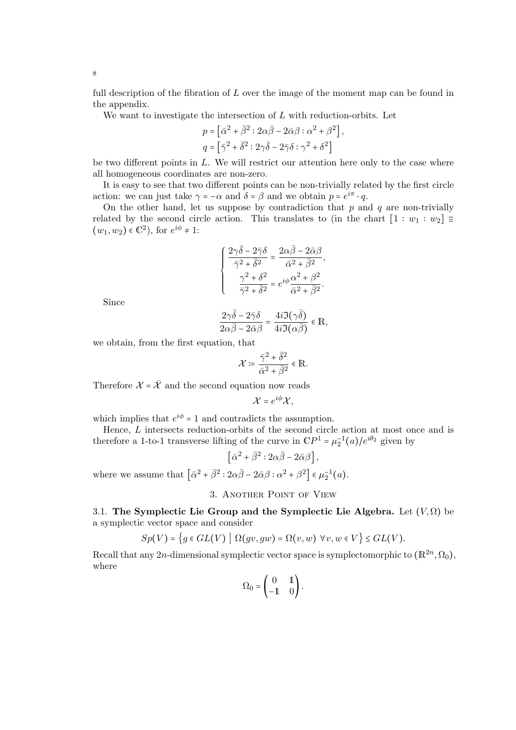full description of the fibration of $L$ over the image of the moment map can be found in the appendix.

We want to investigate the intersection of $L$ with reduction-orbits. Let

$$p = \left[\bar{\alpha}^2 + \bar{\beta}^2 : 2\alpha\bar{\beta} - 2\bar{\alpha}\beta : \alpha^2 + \beta^2\right],$$
$$q = \left[\bar{\gamma}^2 + \bar{\delta}^2 : 2\gamma\bar{\delta} - 2\bar{\gamma}\delta : \gamma^2 + \delta^2\right]$$

be two different points in $L$. We will restrict our attention here only to the case where all homogeneous coordinates are non-zero.

It is easy to see that two different points can be non-trivially related by the first circle action: we can just take $\gamma = -\alpha$ and $\delta = \beta$ and we obtain $p = e^{i\pi} \cdot q$.

On the other hand, let us suppose by contradiction that $p$ and $q$ are non-trivially related by the second circle action. This translates to (in the chart $[1 : w_1 : w_2] \cong (w_1, w_2) \in \mathbb{C}^2$), for $e^{i\phi} \neq 1$:

$$\begin{cases} \dfrac{2\gamma\bar{\delta} - 2\bar{\gamma}\delta}{\bar{\gamma}^2 + \bar{\delta}^2} = \dfrac{2\alpha\bar{\beta} - 2\bar{\alpha}\beta}{\bar{\alpha}^2 + \bar{\beta}^2}, \\[2ex] \dfrac{\gamma^2 + \delta^2}{\bar{\gamma}^2 + \bar{\delta}^2} = e^{i\phi}\dfrac{\alpha^2 + \beta^2}{\bar{\alpha}^2 + \bar{\beta}^2}. \end{cases}$$

Since

$$\frac{2\gamma\bar{\delta} - 2\bar{\gamma}\delta}{2\alpha\bar{\beta} - 2\bar{\alpha}\beta} = \frac{4i\Im(\gamma\bar{\delta})}{4i\Im(\alpha\bar{\beta})} \in \mathbb{R},$$

we obtain, from the first equation, that

$$\mathcal{X} := \frac{\bar{\gamma}^2 + \bar{\delta}^2}{\bar{\alpha}^2 + \bar{\beta}^2} \in \mathbb{R}.$$

Therefore $\mathcal{X} = \bar{\mathcal{X}}$ and the second equation now reads

$$\mathcal{X} = e^{i\phi}\mathcal{X},$$

which implies that $e^{i\phi} = 1$ and contradicts the assumption.

Hence, $L$ intersects reduction-orbits of the second circle action at most once and is therefore a 1-to-1 transverse lifting of the curve in $\mathbb{C}P^1 = \mu_2^{-1}(a)/e^{i\theta_2}$ given by

$$\left[\bar{\alpha}^2 + \bar{\beta}^2 : 2\alpha\bar{\beta} - 2\bar{\alpha}\beta\right],$$

where we assume that $\left[\bar{\alpha}^2 + \bar{\beta}^2 : 2\alpha\bar{\beta} - 2\bar{\alpha}\beta : \alpha^2 + \beta^2\right] \in \mu_2^{-1}(a)$.

## 3. Another Point of View

**3.1. The Symplectic Lie Group and the Symplectic Lie Algebra.** Let $(V, \Omega)$ be a symplectic vector space and consider

$$Sp(V) = \left\{g \in GL(V) \;\middle|\; \Omega(gv, gw) = \Omega(v, w)\ \forall\, v, w \in V\right\} \leq GL(V).$$

Recall that any $2n$-dimensional symplectic vector space is symplectomorphic to $(\mathbb{R}^{2n}, \Omega_0)$, where

$$\Omega_0 = \begin{pmatrix} 0 & \mathbb{1} \\ -\mathbb{1} & 0 \end{pmatrix}.$$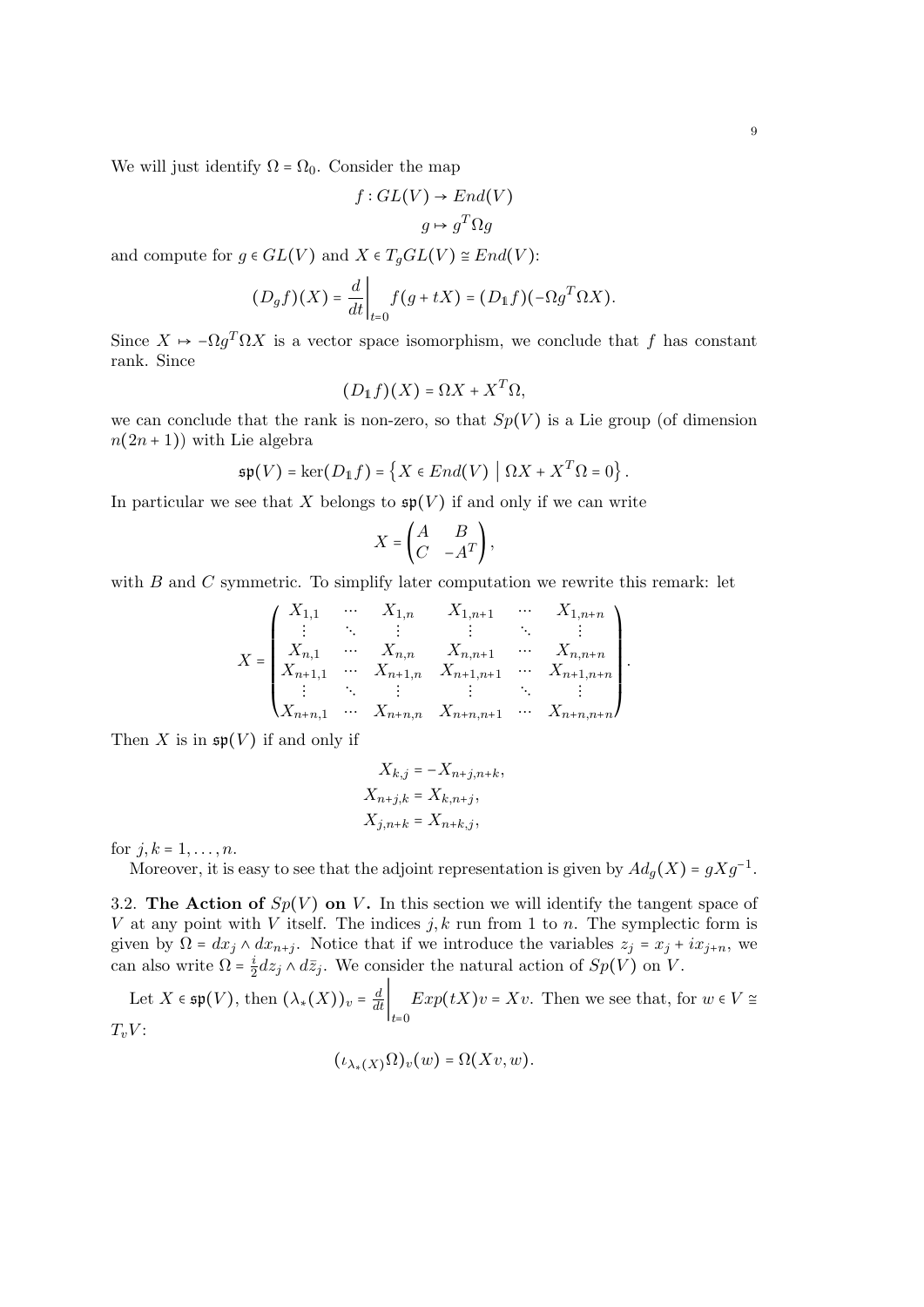We will just identify $\Omega = \Omega_0$. Consider the map

$$f : GL(V) \to End(V)$$
$$g \mapsto g^T \Omega g$$

and compute for $g \in GL(V)$ and $X \in T_g GL(V) \cong End(V)$:

$$(D_g f)(X) = \left.\frac{d}{dt}\right|_{t=0} f(g + tX) = (D_{\mathbb{1}} f)(-\Omega g^T \Omega X).$$

Since $X \mapsto -\Omega g^T \Omega X$ is a vector space isomorphism, we conclude that $f$ has constant rank. Since

$$(D_{\mathbb{1}} f)(X) = \Omega X + X^T \Omega,$$

we can conclude that the rank is non-zero, so that $Sp(V)$ is a Lie group (of dimension $n(2n+1)$) with Lie algebra

$$\mathfrak{sp}(V) = \ker(D_{\mathbb{1}} f) = \left\{ X \in End(V) \mid \Omega X + X^T \Omega = 0 \right\}.$$

In particular we see that $X$ belongs to $\mathfrak{sp}(V)$ if and only if we can write

$$X = \begin{pmatrix} A & B \\ C & -A^T \end{pmatrix},$$

with $B$ and $C$ symmetric. To simplify later computation we rewrite this remark: let

$$X = \begin{pmatrix} X_{1,1} & \cdots & X_{1,n} & X_{1,n+1} & \cdots & X_{1,n+n} \\ \vdots & \ddots & \vdots & \vdots & \ddots & \vdots \\ X_{n,1} & \cdots & X_{n,n} & X_{n,n+1} & \cdots & X_{n,n+n} \\ X_{n+1,1} & \cdots & X_{n+1,n} & X_{n+1,n+1} & \cdots & X_{n+1,n+n} \\ \vdots & \ddots & \vdots & \vdots & \ddots & \vdots \\ X_{n+n,1} & \cdots & X_{n+n,n} & X_{n+n,n+1} & \cdots & X_{n+n,n+n} \end{pmatrix}.$$

Then $X$ is in $\mathfrak{sp}(V)$ if and only if

$$X_{k,j} = -X_{n+j,n+k},$$
$$X_{n+j,k} = X_{k,n+j},$$
$$X_{j,n+k} = X_{n+k,j},$$

for $j, k = 1, \ldots, n$.

Moreover, it is easy to see that the adjoint representation is given by $Ad_g(X) = gXg^{-1}$.

3.2. **The Action of $Sp(V)$ on $V$.** In this section we will identify the tangent space of $V$ at any point with $V$ itself. The indices $j, k$ run from 1 to $n$. The symplectic form is given by $\Omega = dx_j \wedge dx_{n+j}$. Notice that if we introduce the variables $z_j = x_j + ix_{j+n}$, we can also write $\Omega = \frac{i}{2} dz_j \wedge d\bar{z}_j$. We consider the natural action of $Sp(V)$ on $V$.

Let $X \in \mathfrak{sp}(V)$, then $(\lambda_*(X))_v = \left.\frac{d}{dt}\right|_{t=0} Exp(tX)v = Xv$. Then we see that, for $w \in V \cong T_v V$:

$$(\iota_{\lambda_*(X)} \Omega)_v(w) = \Omega(Xv, w).$$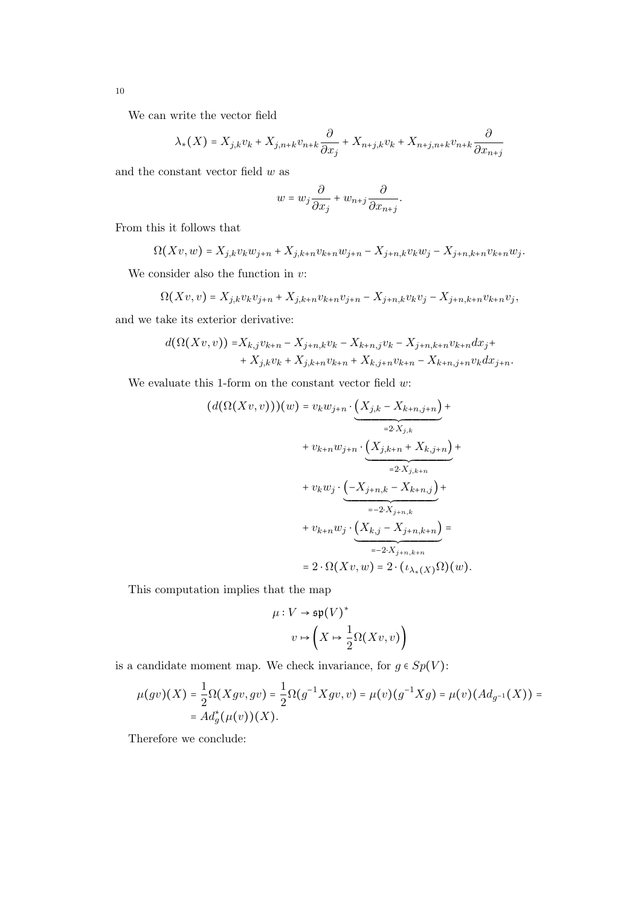We can write the vector field

$$\lambda_*(X) = X_{j,k}v_k + X_{j,n+k}v_{n+k}\frac{\partial}{\partial x_j} + X_{n+j,k}v_k + X_{n+j,n+k}v_{n+k}\frac{\partial}{\partial x_{n+j}}$$

and the constant vector field $w$ as

$$w = w_j\frac{\partial}{\partial x_j} + w_{n+j}\frac{\partial}{\partial x_{n+j}}.$$

From this it follows that

$$\Omega(Xv, w) = X_{j,k}v_k w_{j+n} + X_{j,k+n}v_{k+n}w_{j+n} - X_{j+n,k}v_k w_j - X_{j+n,k+n}v_{k+n}w_j.$$

We consider also the function in $v$:

$$\Omega(Xv, v) = X_{j,k}v_k v_{j+n} + X_{j,k+n}v_{k+n}v_{j+n} - X_{j+n,k}v_k v_j - X_{j+n,k+n}v_{k+n}v_j,$$

and we take its exterior derivative:

$$\begin{aligned} d(\Omega(Xv,v)) =& X_{k,j}v_{k+n} - X_{j+n,k}v_k - X_{k+n,j}v_k - X_{j+n,k+n}v_{k+n}dx_j + \\ &+ X_{j,k}v_k + X_{j,k+n}v_{k+n} + X_{k,j+n}v_{k+n} - X_{k+n,j+n}v_k dx_{j+n}. \end{aligned}$$

We evaluate this 1-form on the constant vector field $w$:

$$\begin{aligned} (d(\Omega(Xv,v)))(w) &= v_k w_{j+n}\cdot\underbrace{\left(X_{j,k} - X_{k+n,j+n}\right)}_{=2\cdot X_{j,k}} + \\ &+ v_{k+n}w_{j+n}\cdot\underbrace{\left(X_{j,k+n} + X_{k,j+n}\right)}_{=2\cdot X_{j,k+n}} + \\ &+ v_k w_j\cdot\underbrace{\left(-X_{j+n,k} - X_{k+n,j}\right)}_{=-2\cdot X_{j+n,k}} + \\ &+ v_{k+n}w_j\cdot\underbrace{\left(X_{k,j} - X_{j+n,k+n}\right)}_{=-2\cdot X_{j+n,k+n}} = \\ &= 2\cdot\Omega(Xv,w) = 2\cdot(\iota_{\lambda_*(X)}\Omega)(w). \end{aligned}$$

This computation implies that the map

$$\begin{aligned} \mu : V &\to \mathfrak{sp}(V)^* \\ v &\mapsto \left(X \mapsto \frac{1}{2}\Omega(Xv,v)\right) \end{aligned}$$

is a candidate moment map. We check invariance, for $g \in Sp(V)$:

$$\begin{aligned} \mu(gv)(X) &= \frac{1}{2}\Omega(Xgv, gv) = \frac{1}{2}\Omega(g^{-1}Xgv, v) = \mu(v)(g^{-1}Xg) = \mu(v)(Ad_{g^{-1}}(X)) = \\ &= Ad_g^*(\mu(v))(X). \end{aligned}$$

Therefore we conclude: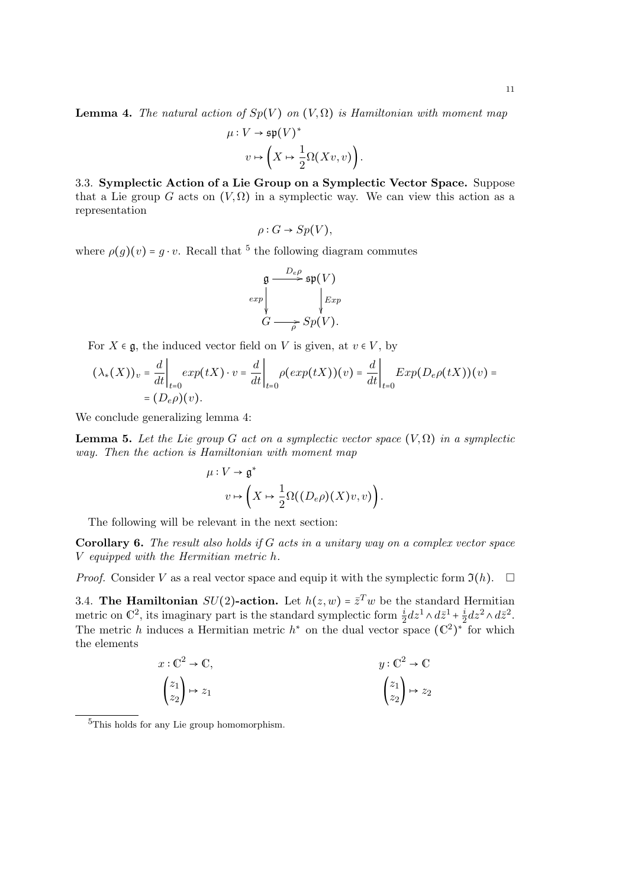**Lemma 4.** *The natural action of $Sp(V)$ on $(V, \Omega)$ is Hamiltonian with moment map*

$$\mu : V \to \mathfrak{sp}(V)^*$$
$$v \mapsto \left( X \mapsto \frac{1}{2}\Omega(Xv, v) \right).$$

3.3. **Symplectic Action of a Lie Group on a Symplectic Vector Space.** Suppose that a Lie group $G$ acts on $(V, \Omega)$ in a symplectic way. We can view this action as a representation

$$\rho : G \to Sp(V),$$

where $\rho(g)(v) = g \cdot v$. Recall that [5] the following diagram commutes

$$\begin{array}{ccc} \mathfrak{g} & \xrightarrow{D_e\rho} & \mathfrak{sp}(V) \\ {\scriptstyle exp}\downarrow & & \downarrow{\scriptstyle Exp} \\ G & \xrightarrow[\rho]{} & Sp(V). \end{array}$$

For $X \in \mathfrak{g}$, the induced vector field on $V$ is given, at $v \in V$, by

$$(\lambda_*(X))_v = \frac{d}{dt}\bigg|_{t=0} exp(tX) \cdot v = \frac{d}{dt}\bigg|_{t=0} \rho(exp(tX))(v) = \frac{d}{dt}\bigg|_{t=0} Exp(D_e\rho(tX))(v) =$$
$$= (D_e\rho)(v).$$

We conclude generalizing lemma 4:

**Lemma 5.** *Let the Lie group $G$ act on a symplectic vector space $(V, \Omega)$ in a symplectic way. Then the action is Hamiltonian with moment map*

$$\mu : V \to \mathfrak{g}^*$$
$$v \mapsto \left( X \mapsto \frac{1}{2}\Omega((D_e\rho)(X)v, v) \right).$$

The following will be relevant in the next section:

**Corollary 6.** *The result also holds if $G$ acts in a unitary way on a complex vector space $V$ equipped with the Hermitian metric $h$.*

*Proof.* Consider $V$ as a real vector space and equip it with the symplectic form $\Im(h)$. □

3.4. **The Hamiltonian $SU(2)$-action.** Let $h(z, w) = \bar{z}^T w$ be the standard Hermitian metric on $\mathbb{C}^2$, its imaginary part is the standard symplectic form $\frac{i}{2}dz^1 \wedge d\bar{z}^1 + \frac{i}{2}dz^2 \wedge d\bar{z}^2$. The metric $h$ induces a Hermitian metric $h^*$ on the dual vector space $(\mathbb{C}^2)^*$ for which the elements

$$x : \mathbb{C}^2 \to \mathbb{C}, \qquad\qquad y : \mathbb{C}^2 \to \mathbb{C}$$
$$\begin{pmatrix} z_1 \\ z_2 \end{pmatrix} \mapsto z_1 \qquad\qquad \begin{pmatrix} z_1 \\ z_2 \end{pmatrix} \mapsto z_2$$

[5] This holds for any Lie group homomorphism.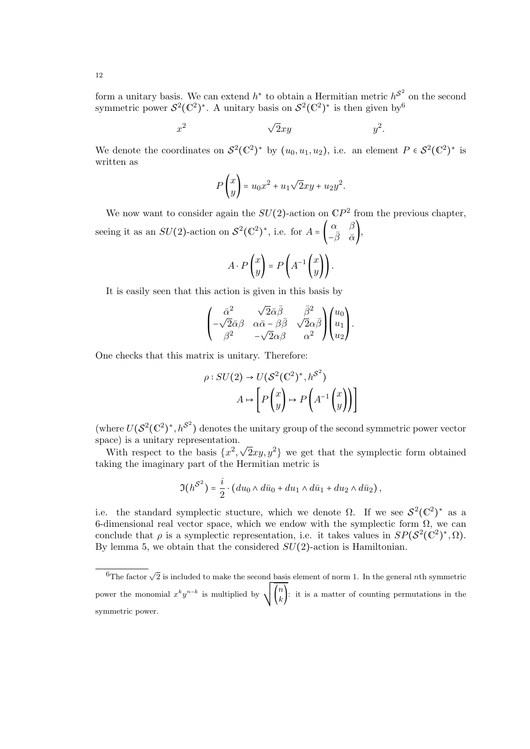form a unitary basis. We can extend $h^*$ to obtain a Hermitian metric $h^{\mathcal{S}^2}$ on the second symmetric power $\mathcal{S}^2(\mathbb{C}^2)^*$. A unitary basis on $\mathcal{S}^2(\mathbb{C}^2)^*$ is then given by[6]

$$x^2 \qquad\qquad \sqrt{2}xy \qquad\qquad y^2.$$

We denote the coordinates on $\mathcal{S}^2(\mathbb{C}^2)^*$ by $(u_0, u_1, u_2)$, i.e. an element $P \in \mathcal{S}^2(\mathbb{C}^2)^*$ is written as

$$P\begin{pmatrix} x \\ y \end{pmatrix} = u_0 x^2 + u_1\sqrt{2}xy + u_2 y^2.$$

We now want to consider again the $SU(2)$-action on $\mathbb{C}P^2$ from the previous chapter, seeing it as an $SU(2)$-action on $\mathcal{S}^2(\mathbb{C}^2)^*$, i.e. for $A = \begin{pmatrix} \alpha & \beta \\ -\bar{\beta} & \bar{\alpha} \end{pmatrix}$,

$$A \cdot P\begin{pmatrix} x \\ y \end{pmatrix} = P\left(A^{-1}\begin{pmatrix} x \\ y \end{pmatrix}\right).$$

It is easily seen that this action is given in this basis by

$$\begin{pmatrix} \bar{\alpha}^2 & \sqrt{2}\bar{\alpha}\bar{\beta} & \bar{\beta}^2 \\ -\sqrt{2}\bar{\alpha}\beta & \alpha\bar{\alpha} - \beta\bar{\beta} & \sqrt{2}\alpha\bar{\beta} \\ \beta^2 & -\sqrt{2}\alpha\beta & \alpha^2 \end{pmatrix}\begin{pmatrix} u_0 \\ u_1 \\ u_2 \end{pmatrix}.$$

One checks that this matrix is unitary. Therefore:

$$\begin{aligned} \rho : SU(2) &\to U(\mathcal{S}^2(\mathbb{C}^2)^*, h^{\mathcal{S}^2}) \\ A &\mapsto \left[P\begin{pmatrix} x \\ y \end{pmatrix} \mapsto P\left(A^{-1}\begin{pmatrix} x \\ y \end{pmatrix}\right)\right] \end{aligned}$$

(where $U(\mathcal{S}^2(\mathbb{C}^2)^*, h^{\mathcal{S}^2})$ denotes the unitary group of the second symmetric power vector space) is a unitary representation.

With respect to the basis $\{x^2, \sqrt{2}xy, y^2\}$ we get that the symplectic form obtained taking the imaginary part of the Hermitian metric is

$$\mathfrak{I}(h^{\mathcal{S}^2}) = \frac{i}{2} \cdot \left(du_0 \wedge d\bar{u}_0 + du_1 \wedge d\bar{u}_1 + du_2 \wedge d\bar{u}_2\right),$$

i.e. the standard symplectic stucture, which we denote $\Omega$. If we see $\mathcal{S}^2(\mathbb{C}^2)^*$ as a 6-dimensional real vector space, which we endow with the symplectic form $\Omega$, we can conclude that $\rho$ is a symplectic representation, i.e. it takes values in $SP(\mathcal{S}^2(\mathbb{C}^2)^*, \Omega)$. By lemma 5, we obtain that the considered $SU(2)$-action is Hamiltonian.

[6] The factor $\sqrt{2}$ is included to make the second basis element of norm 1. In the general $n$th symmetric power the monomial $x^k y^{n-k}$ is multiplied by $\sqrt{\binom{n}{k}}$: it is a matter of counting permutations in the symmetric power.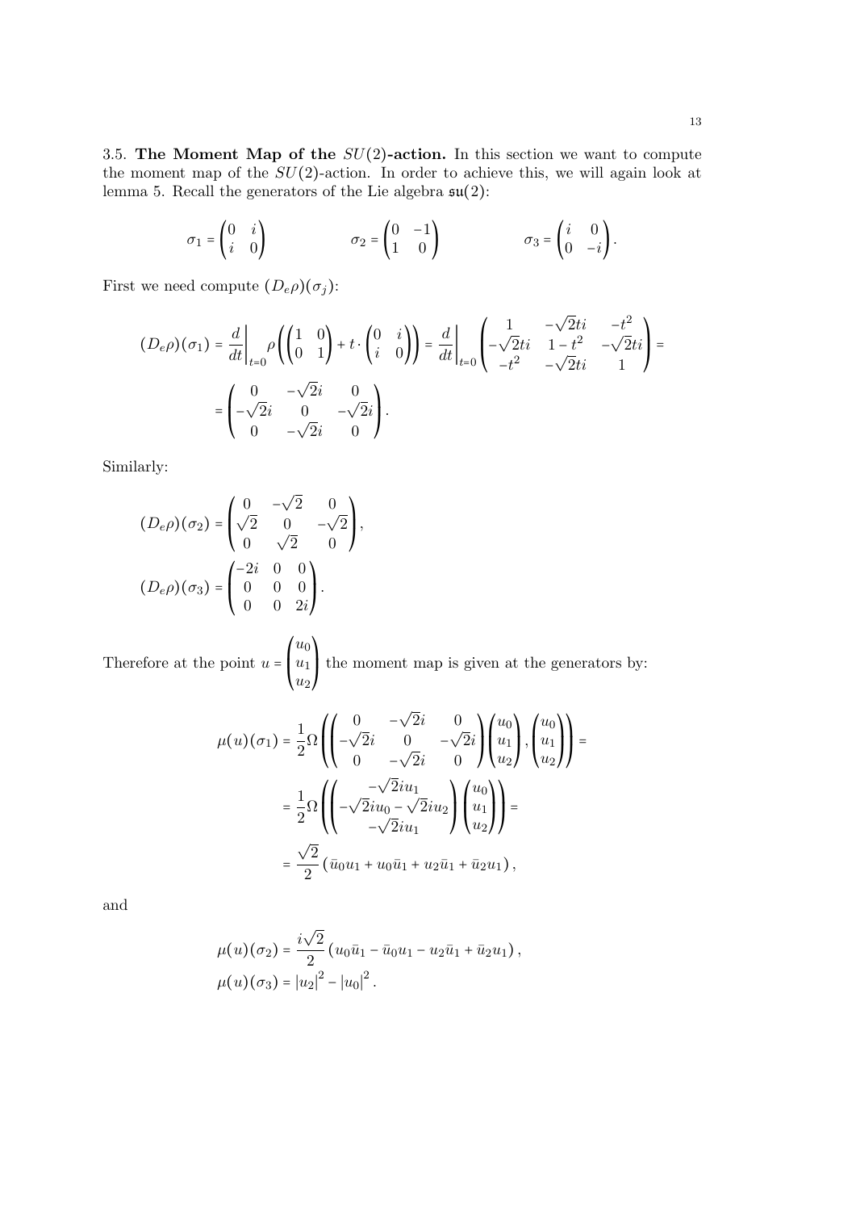3.5. **The Moment Map of the $SU(2)$-action.** In this section we want to compute the moment map of the $SU(2)$-action. In order to achieve this, we will again look at lemma 5. Recall the generators of the Lie algebra $\mathfrak{su}(2)$:

$$\sigma_1 = \begin{pmatrix} 0 & i \\ i & 0 \end{pmatrix} \qquad \sigma_2 = \begin{pmatrix} 0 & -1 \\ 1 & 0 \end{pmatrix} \qquad \sigma_3 = \begin{pmatrix} i & 0 \\ 0 & -i \end{pmatrix}.$$

First we need compute $(D_e\rho)(\sigma_j)$:

$$(D_e\rho)(\sigma_1) = \left.\frac{d}{dt}\right|_{t=0} \rho\left(\begin{pmatrix} 1 & 0 \\ 0 & 1 \end{pmatrix} + t \cdot \begin{pmatrix} 0 & i \\ i & 0 \end{pmatrix}\right) = \left.\frac{d}{dt}\right|_{t=0} \begin{pmatrix} 1 & -\sqrt{2}ti & -t^2 \\ -\sqrt{2}ti & 1-t^2 & -\sqrt{2}ti \\ -t^2 & -\sqrt{2}ti & 1 \end{pmatrix} =$$

$$= \begin{pmatrix} 0 & -\sqrt{2}i & 0 \\ -\sqrt{2}i & 0 & -\sqrt{2}i \\ 0 & -\sqrt{2}i & 0 \end{pmatrix}.$$

Similarly:

$$(D_e\rho)(\sigma_2) = \begin{pmatrix} 0 & -\sqrt{2} & 0 \\ \sqrt{2} & 0 & -\sqrt{2} \\ 0 & \sqrt{2} & 0 \end{pmatrix},$$

$$(D_e\rho)(\sigma_3) = \begin{pmatrix} -2i & 0 & 0 \\ 0 & 0 & 0 \\ 0 & 0 & 2i \end{pmatrix}.$$

Therefore at the point $u = \begin{pmatrix} u_0 \\ u_1 \\ u_2 \end{pmatrix}$ the moment map is given at the generators by:

$$\mu(u)(\sigma_1) = \frac{1}{2}\Omega\left(\begin{pmatrix} 0 & -\sqrt{2}i & 0 \\ -\sqrt{2}i & 0 & -\sqrt{2}i \\ 0 & -\sqrt{2}i & 0 \end{pmatrix}\begin{pmatrix} u_0 \\ u_1 \\ u_2 \end{pmatrix}, \begin{pmatrix} u_0 \\ u_1 \\ u_2 \end{pmatrix}\right) =$$

$$= \frac{1}{2}\Omega\left(\begin{pmatrix} -\sqrt{2}iu_1 \\ -\sqrt{2}iu_0 - \sqrt{2}iu_2 \\ -\sqrt{2}iu_1 \end{pmatrix} \begin{pmatrix} u_0 \\ u_1 \\ u_2 \end{pmatrix}\right) =$$

$$= \frac{\sqrt{2}}{2}\left(\bar{u}_0 u_1 + u_0 \bar{u}_1 + u_2 \bar{u}_1 + \bar{u}_2 u_1\right),$$

and

$$\mu(u)(\sigma_2) = \frac{i\sqrt{2}}{2}\left(u_0\bar{u}_1 - \bar{u}_0 u_1 - u_2\bar{u}_1 + \bar{u}_2 u_1\right),$$

$$\mu(u)(\sigma_3) = |u_2|^2 - |u_0|^2.$$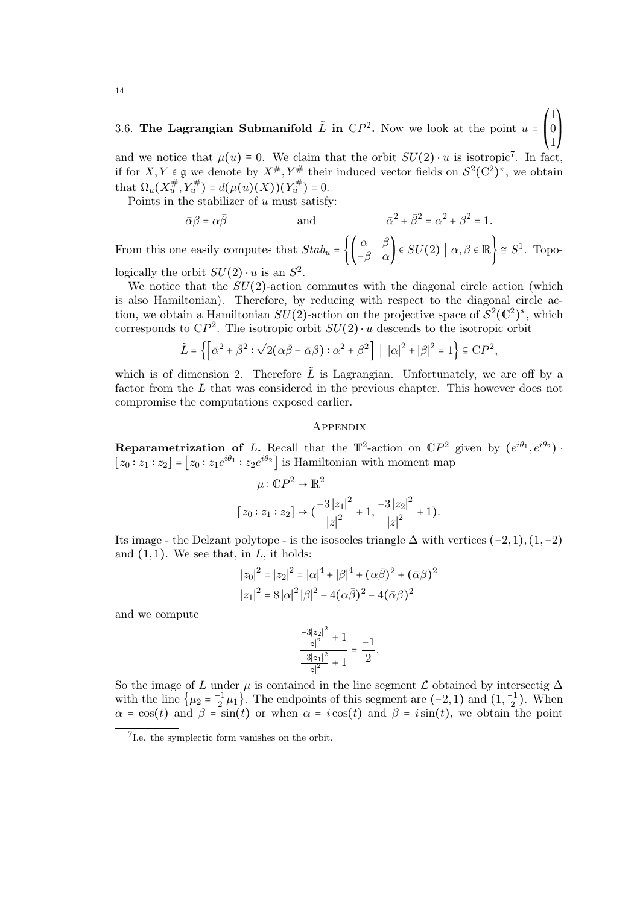### 3.6. The Lagrangian Submanifold $\tilde{L}$ in $\mathbb{C}P^2$.

Now we look at the point $u = \begin{pmatrix} 1 \\ 0 \\ 1 \end{pmatrix}$ and we notice that $\mu(u) \equiv 0$. We claim that the orbit $SU(2) \cdot u$ is isotropic[7]. In fact, if for $X, Y \in \mathfrak{g}$ we denote by $X^\#, Y^\#$ their induced vector fields on $\mathcal{S}^2(\mathbb{C}^2)^*$, we obtain that $\Omega_u(X_u^\#, Y_u^\#) = d(\mu(u)(X))(Y_u^\#) = 0$.

Points in the stabilizer of $u$ must satisfy:

$$\bar{\alpha}\beta = \alpha\bar{\beta} \qquad \text{and} \qquad \bar{\alpha}^2 + \bar{\beta}^2 = \alpha^2 + \beta^2 = 1.$$

From this one easily computes that $Stab_u = \left\{ \begin{pmatrix} \alpha & \beta \\ -\beta & \alpha \end{pmatrix} \in SU(2) \;\middle|\; \alpha, \beta \in \mathbb{R} \right\} \cong S^1$. Topologically the orbit $SU(2) \cdot u$ is an $S^2$.

We notice that the $SU(2)$-action commutes with the diagonal circle action (which is also Hamiltonian). Therefore, by reducing with respect to the diagonal circle action, we obtain a Hamiltonian $SU(2)$-action on the projective space of $\mathcal{S}^2(\mathbb{C}^2)^*$, which corresponds to $\mathbb{C}P^2$. The isotropic orbit $SU(2) \cdot u$ descends to the isotropic orbit

$$\tilde{L} = \left\{ \left[ \bar{\alpha}^2 + \bar{\beta}^2 : \sqrt{2}(\alpha\bar{\beta} - \bar{\alpha}\beta) : \alpha^2 + \beta^2 \right] \;\middle|\; |\alpha|^2 + |\beta|^2 = 1 \right\} \subseteq \mathbb{C}P^2,$$

which is of dimension 2. Therefore $\tilde{L}$ is Lagrangian. Unfortunately, we are off by a factor from the $L$ that was considered in the previous chapter. This however does not compromise the computations exposed earlier.

## Appendix

**Reparametrization of $L$.** Recall that the $\mathbb{T}^2$-action on $\mathbb{C}P^2$ given by $(e^{i\theta_1}, e^{i\theta_2}) \cdot [z_0 : z_1 : z_2] = [z_0 : z_1 e^{i\theta_1} : z_2 e^{i\theta_2}]$ is Hamiltonian with moment map

$$\mu : \mathbb{C}P^2 \to \mathbb{R}^2$$
$$[z_0 : z_1 : z_2] \mapsto \left(\frac{-3|z_1|^2}{|z|^2} + 1, \frac{-3|z_2|^2}{|z|^2} + 1\right).$$

Its image - the Delzant polytope - is the isosceles triangle $\Delta$ with vertices $(-2,1), (1,-2)$ and $(1,1)$. We see that, in $L$, it holds:

$$|z_0|^2 = |z_2|^2 = |\alpha|^4 + |\beta|^4 + (\alpha\bar{\beta})^2 + (\bar{\alpha}\beta)^2$$
$$|z_1|^2 = 8|\alpha|^2|\beta|^2 - 4(\alpha\bar{\beta})^2 - 4(\bar{\alpha}\beta)^2$$

and we compute

$$\frac{\frac{-3|z_2|^2}{|z|^2} + 1}{\frac{-3|z_1|^2}{|z|^2} + 1} = \frac{-1}{2}.$$

So the image of $L$ under $\mu$ is contained in the line segment $\mathcal{L}$ obtained by intersectig $\Delta$ with the line $\{\mu_2 = \frac{-1}{2}\mu_1\}$. The endpoints of this segment are $(-2,1)$ and $(1, \frac{-1}{2})$. When $\alpha = \cos(t)$ and $\beta = \sin(t)$ or when $\alpha = i\cos(t)$ and $\beta = i\sin(t)$, we obtain the point

[7] I.e. the symplectic form vanishes on the orbit.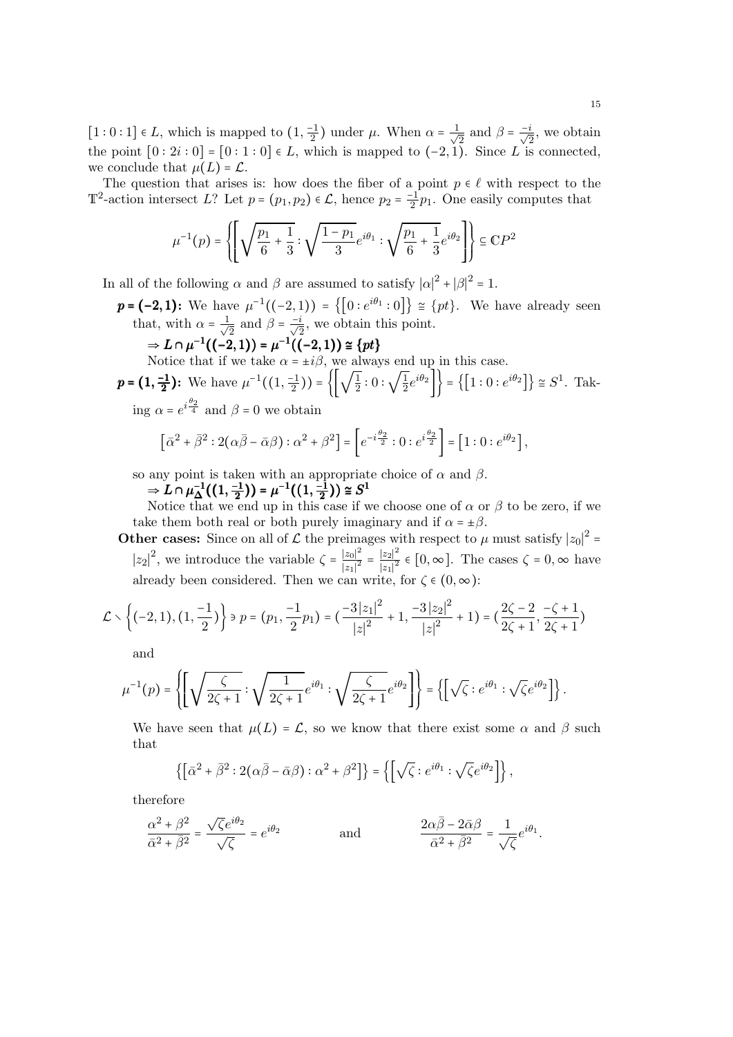$[1:0:1] \in L$, which is mapped to $(1, \frac{-1}{2})$ under $\mu$. When $\alpha = \frac{1}{\sqrt{2}}$ and $\beta = \frac{-i}{\sqrt{2}}$, we obtain the point $[0:2i:0] = [0:1:0] \in L$, which is mapped to $(-2,1)$. Since $L$ is connected, we conclude that $\mu(L) = \mathcal{L}$.

The question that arises is: how does the fiber of a point $p \in \ell$ with respect to the $\mathbb{T}^2$-action intersect $L$? Let $p = (p_1, p_2) \in \mathcal{L}$, hence $p_2 = \frac{-1}{2}p_1$. One easily computes that

$$\mu^{-1}(p) = \left\{ \left[ \sqrt{\frac{p_1}{6} + \frac{1}{3}} : \sqrt{\frac{1-p_1}{3}} e^{i\theta_1} : \sqrt{\frac{p_1}{6} + \frac{1}{3}} e^{i\theta_2} \right] \right\} \subseteq \mathbb{C}P^2$$

In all of the following $\alpha$ and $\beta$ are assumed to satisfy $|\alpha|^2 + |\beta|^2 = 1$.

- **$p = (-2,1)$:** We have $\mu^{-1}((-2,1)) = \{[0 : e^{i\theta_1} : 0]\} \cong \{pt\}$. We have already seen that, with $\alpha = \frac{1}{\sqrt{2}}$ and $\beta = \frac{-i}{\sqrt{2}}$, we obtain this point.
  $\Rightarrow \boldsymbol{L \cap \mu^{-1}((-2,1)) = \mu^{-1}((-2,1)) \cong \{pt\}}$
  Notice that if we take $\alpha = \pm i\beta$, we always end up in this case.
- **$p = (1, \frac{-1}{2})$:** We have $\mu^{-1}((1, \frac{-1}{2})) = \left\{ \left[ \sqrt{\frac{1}{2}} : 0 : \sqrt{\frac{1}{2}} e^{i\theta_2} \right] \right\} = \{[1 : 0 : e^{i\theta_2}]\} \cong S^1$. Taking $\alpha = e^{i\frac{\theta_2}{4}}$ and $\beta = 0$ we obtain

  $$[\bar{\alpha}^2 + \bar{\beta}^2 : 2(\alpha\bar{\beta} - \bar{\alpha}\beta) : \alpha^2 + \beta^2] = \left[ e^{-i\frac{\theta_2}{2}} : 0 : e^{i\frac{\theta_2}{2}} \right] = [1 : 0 : e^{i\theta_2}],$$

  so any point is taken with an appropriate choice of $\alpha$ and $\beta$.
  $\Rightarrow \boldsymbol{L \cap \mu_\Delta^{-1}((1, \frac{-1}{2})) = \mu^{-1}((1, \frac{-1}{2})) \cong S^1}$
  Notice that we end up in this case if we choose one of $\alpha$ or $\beta$ to be zero, if we take them both real or both purely imaginary and if $\alpha = \pm\beta$.
- **Other cases:** Since on all of $\mathcal{L}$ the preimages with respect to $\mu$ must satisfy $|z_0|^2 = |z_2|^2$, we introduce the variable $\zeta = \frac{|z_0|^2}{|z_1|^2} = \frac{|z_2|^2}{|z_1|^2} \in [0, \infty]$. The cases $\zeta = 0, \infty$ have already been considered. Then we can write, for $\zeta \in (0, \infty)$:

$$\mathcal{L} \setminus \left\{ (-2,1), (1, \frac{-1}{2}) \right\} \ni p = (p_1, \frac{-1}{2}p_1) = (\frac{-3|z_1|^2}{|z|^2} + 1, \frac{-3|z_2|^2}{|z|^2} + 1) = (\frac{2\zeta - 2}{2\zeta + 1}, \frac{-\zeta + 1}{2\zeta + 1})$$

  and

$$\mu^{-1}(p) = \left\{ \left[ \sqrt{\frac{\zeta}{2\zeta+1}} : \sqrt{\frac{1}{2\zeta+1}} e^{i\theta_1} : \sqrt{\frac{\zeta}{2\zeta+1}} e^{i\theta_2} \right] \right\} = \left\{ \left[ \sqrt{\zeta} : e^{i\theta_1} : \sqrt{\zeta} e^{i\theta_2} \right] \right\}.$$

  We have seen that $\mu(L) = \mathcal{L}$, so we know that there exist some $\alpha$ and $\beta$ such that

  $$\left\{ [\bar{\alpha}^2 + \bar{\beta}^2 : 2(\alpha\bar{\beta} - \bar{\alpha}\beta) : \alpha^2 + \beta^2] \right\} = \left\{ \left[ \sqrt{\zeta} : e^{i\theta_1} : \sqrt{\zeta} e^{i\theta_2} \right] \right\},$$

  therefore

  $$\frac{\alpha^2 + \beta^2}{\bar{\alpha}^2 + \bar{\beta}^2} = \frac{\sqrt{\zeta} e^{i\theta_2}}{\sqrt{\zeta}} = e^{i\theta_2} \qquad \text{and} \qquad \frac{2\alpha\bar{\beta} - 2\bar{\alpha}\beta}{\bar{\alpha}^2 + \bar{\beta}^2} = \frac{1}{\sqrt{\zeta}} e^{i\theta_1}.$$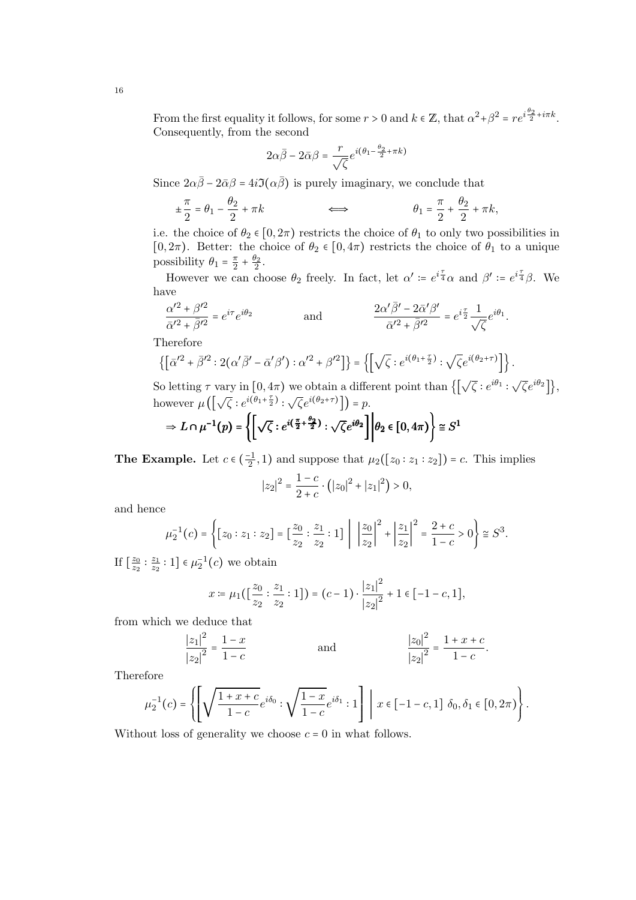From the first equality it follows, for some $r > 0$ and $k \in \mathbb{Z}$, that $\alpha^2 + \beta^2 = re^{i\frac{\theta_2}{2} + i\pi k}$. Consequently, from the second

$$2\alpha\bar{\beta} - 2\bar{\alpha}\beta = \frac{r}{\sqrt{\zeta}} e^{i(\theta_1 - \frac{\theta_2}{2} + \pi k)}$$

Since $2\alpha\bar{\beta} - 2\bar{\alpha}\beta = 4i\Im(\alpha\bar{\beta})$ is purely imaginary, we conclude that

$$\pm\frac{\pi}{2} = \theta_1 - \frac{\theta_2}{2} + \pi k \qquad \Longleftrightarrow \qquad \theta_1 = \frac{\pi}{2} + \frac{\theta_2}{2} + \pi k,$$

i.e. the choice of $\theta_2 \in [0, 2\pi)$ restricts the choice of $\theta_1$ to only two possibilities in $[0, 2\pi)$. Better: the choice of $\theta_2 \in [0, 4\pi)$ restricts the choice of $\theta_1$ to a unique possibility $\theta_1 = \frac{\pi}{2} + \frac{\theta_2}{2}$.

However we can choose $\theta_2$ freely. In fact, let $\alpha' := e^{i\frac{\tau}{4}}\alpha$ and $\beta' := e^{i\frac{\tau}{4}}\beta$. We have

$$\frac{\alpha'^2 + \beta'^2}{\bar{\alpha}'^2 + \bar{\beta}'^2} = e^{i\tau} e^{i\theta_2} \qquad \text{and} \qquad \frac{2\alpha'\bar{\beta}' - 2\bar{\alpha}'\beta'}{\bar{\alpha}'^2 + \bar{\beta}'^2} = e^{i\frac{\tau}{2}} \frac{1}{\sqrt{\zeta}} e^{i\theta_1}.$$

Therefore

$$\left\{\left[\bar{\alpha}'^2 + \bar{\beta}'^2 : 2(\alpha'\bar{\beta}' - \bar{\alpha}'\beta') : \alpha'^2 + \beta'^2\right]\right\} = \left\{\left[\sqrt{\zeta} : e^{i(\theta_1 + \frac{\tau}{2})} : \sqrt{\zeta} e^{i(\theta_2 + \tau)}\right]\right\}.$$

So letting $\tau$ vary in $[0, 4\pi)$ we obtain a different point than $\left\{\left[\sqrt{\zeta} : e^{i\theta_1} : \sqrt{\zeta} e^{i\theta_2}\right]\right\}$, however $\mu\left(\left[\sqrt{\zeta} : e^{i(\theta_1 + \frac{\tau}{2})} : \sqrt{\zeta} e^{i(\theta_2 + \tau)}\right]\right) = p$.

$$\Rightarrow \boldsymbol{L \cap \mu^{-1}(p) = \left\{\left[\sqrt{\zeta} : e^{i(\frac{\pi}{2} + \frac{\theta_2}{2})} : \sqrt{\zeta} e^{i\theta_2}\right] \middle| \theta_2 \in [0, 4\pi)\right\} \cong S^1}$$

**The Example.** Let $c \in (\frac{-1}{2}, 1)$ and suppose that $\mu_2([z_0 : z_1 : z_2]) = c$. This implies

$$|z_2|^2 = \frac{1 - c}{2 + c} \cdot \left(|z_0|^2 + |z_1|^2\right) > 0,$$

and hence

$$\mu_2^{-1}(c) = \left\{[z_0 : z_1 : z_2] = \left[\frac{z_0}{z_2} : \frac{z_1}{z_2} : 1\right] \;\middle|\; \left|\frac{z_0}{z_2}\right|^2 + \left|\frac{z_1}{z_2}\right|^2 = \frac{2 + c}{1 - c} > 0\right\} \cong S^3.$$

If $\left[\frac{z_0}{z_2} : \frac{z_1}{z_2} : 1\right] \in \mu_2^{-1}(c)$ we obtain

$$x := \mu_1\left(\left[\frac{z_0}{z_2} : \frac{z_1}{z_2} : 1\right]\right) = (c - 1) \cdot \frac{|z_1|^2}{|z_2|^2} + 1 \in [-1 - c, 1],$$

from which we deduce that

$$\frac{|z_1|^2}{|z_2|^2} = \frac{1 - x}{1 - c} \qquad \text{and} \qquad \frac{|z_0|^2}{|z_2|^2} = \frac{1 + x + c}{1 - c}.$$

Therefore

$$\mu_2^{-1}(c) = \left\{\left[\sqrt{\frac{1 + x + c}{1 - c}} e^{i\delta_0} : \sqrt{\frac{1 - x}{1 - c}} e^{i\delta_1} : 1\right] \;\middle|\; x \in [-1 - c, 1] \;\; \delta_0, \delta_1 \in [0, 2\pi)\right\}.$$

Without loss of generality we choose $c = 0$ in what follows.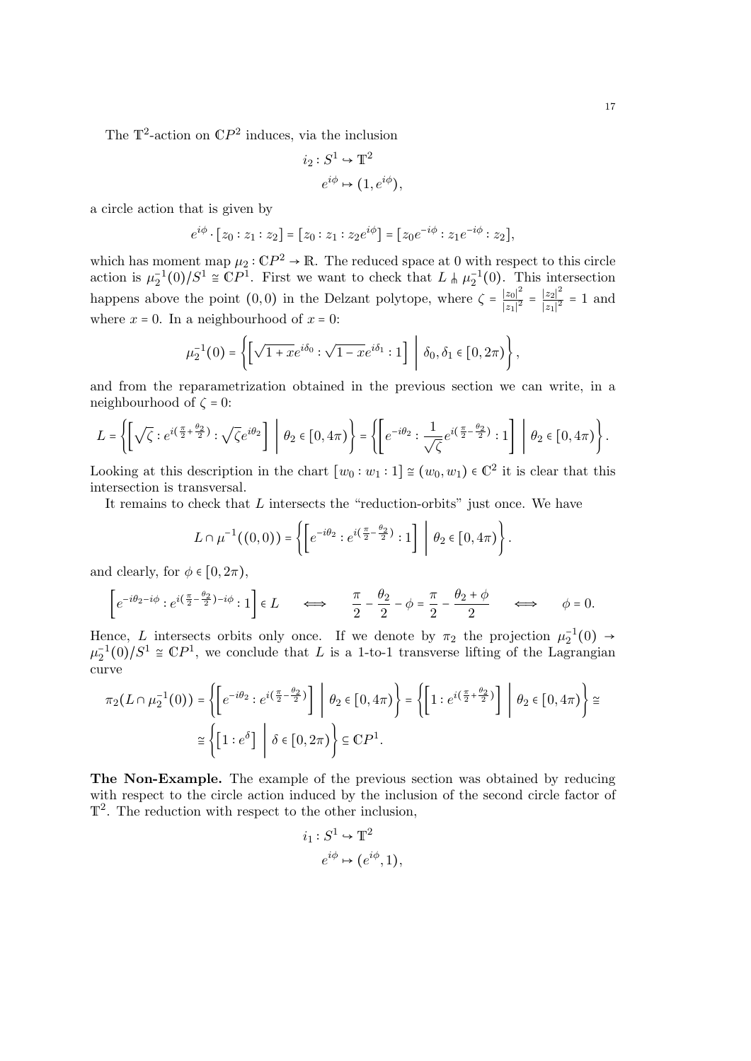The $\mathbb{T}^2$-action on $\mathbb{C}P^2$ induces, via the inclusion

$$
\begin{aligned}
i_2 : S^1 &\hookrightarrow \mathbb{T}^2 \\
e^{i\phi} &\mapsto (1, e^{i\phi}),
\end{aligned}
$$

a circle action that is given by

$$
e^{i\phi} \cdot [z_0 : z_1 : z_2] = [z_0 : z_1 : z_2 e^{i\phi}] = [z_0 e^{-i\phi} : z_1 e^{-i\phi} : z_2],
$$

which has moment map $\mu_2 : \mathbb{C}P^2 \to \mathbb{R}$. The reduced space at 0 with respect to this circle action is $\mu_2^{-1}(0)/S^1 \cong \mathbb{C}P^1$. First we want to check that $L \pitchfork \mu_2^{-1}(0)$. This intersection happens above the point $(0,0)$ in the Delzant polytope, where $\zeta = \frac{|z_0|^2}{|z_1|^2} = \frac{|z_2|^2}{|z_1|^2} = 1$ and where $x = 0$. In a neighbourhood of $x = 0$:

$$
\mu_2^{-1}(0) = \left\{ \left[ \sqrt{1+x} e^{i\delta_0} : \sqrt{1-x} e^{i\delta_1} : 1 \right] \;\middle|\; \delta_0, \delta_1 \in [0, 2\pi) \right\},
$$

and from the reparametrization obtained in the previous section we can write, in a neighbourhood of $\zeta = 0$:

$$
L = \left\{ \left[ \sqrt{\zeta} : e^{i(\frac{\pi}{2} + \frac{\theta_2}{2})} : \sqrt{\zeta} e^{i\theta_2} \right] \;\middle|\; \theta_2 \in [0, 4\pi) \right\} = \left\{ \left[ e^{-i\theta_2} : \frac{1}{\sqrt{\zeta}} e^{i(\frac{\pi}{2} - \frac{\theta_2}{2})} : 1 \right] \;\middle|\; \theta_2 \in [0, 4\pi) \right\}.
$$

Looking at this description in the chart $[w_0 : w_1 : 1] \cong (w_0, w_1) \in \mathbb{C}^2$ it is clear that this intersection is transversal.

It remains to check that $L$ intersects the "reduction-orbits" just once. We have

$$
L \cap \mu^{-1}((0,0)) = \left\{ \left[ e^{-i\theta_2} : e^{i(\frac{\pi}{2} - \frac{\theta_2}{2})} : 1 \right] \;\middle|\; \theta_2 \in [0, 4\pi) \right\}.
$$

and clearly, for $\phi \in [0, 2\pi)$,

$$
\left[ e^{-i\theta_2 - i\phi} : e^{i(\frac{\pi}{2} - \frac{\theta_2}{2}) - i\phi} : 1 \right] \in L \qquad \Longleftrightarrow \qquad \frac{\pi}{2} - \frac{\theta_2}{2} - \phi = \frac{\pi}{2} - \frac{\theta_2 + \phi}{2} \qquad \Longleftrightarrow \qquad \phi = 0.
$$

Hence, $L$ intersects orbits only once. If we denote by $\pi_2$ the projection $\mu_2^{-1}(0) \to \mu_2^{-1}(0)/S^1 \cong \mathbb{C}P^1$, we conclude that $L$ is a 1-to-1 transverse lifting of the Lagrangian curve

$$
\begin{aligned}
\pi_2(L \cap \mu_2^{-1}(0)) &= \left\{ \left[ e^{-i\theta_2} : e^{i(\frac{\pi}{2} - \frac{\theta_2}{2})} \right] \;\middle|\; \theta_2 \in [0, 4\pi) \right\} = \left\{ \left[ 1 : e^{i(\frac{\pi}{2} + \frac{\theta_2}{2})} \right] \;\middle|\; \theta_2 \in [0, 4\pi) \right\} \cong \\
&\cong \left\{ \left[ 1 : e^{\delta} \right] \;\middle|\; \delta \in [0, 2\pi) \right\} \subseteq \mathbb{C}P^1.
\end{aligned}
$$

**The Non-Example.** The example of the previous section was obtained by reducing with respect to the circle action induced by the inclusion of the second circle factor of $\mathbb{T}^2$. The reduction with respect to the other inclusion,

$$
\begin{aligned}
i_1 : S^1 &\hookrightarrow \mathbb{T}^2 \\
e^{i\phi} &\mapsto (e^{i\phi}, 1),
\end{aligned}
$$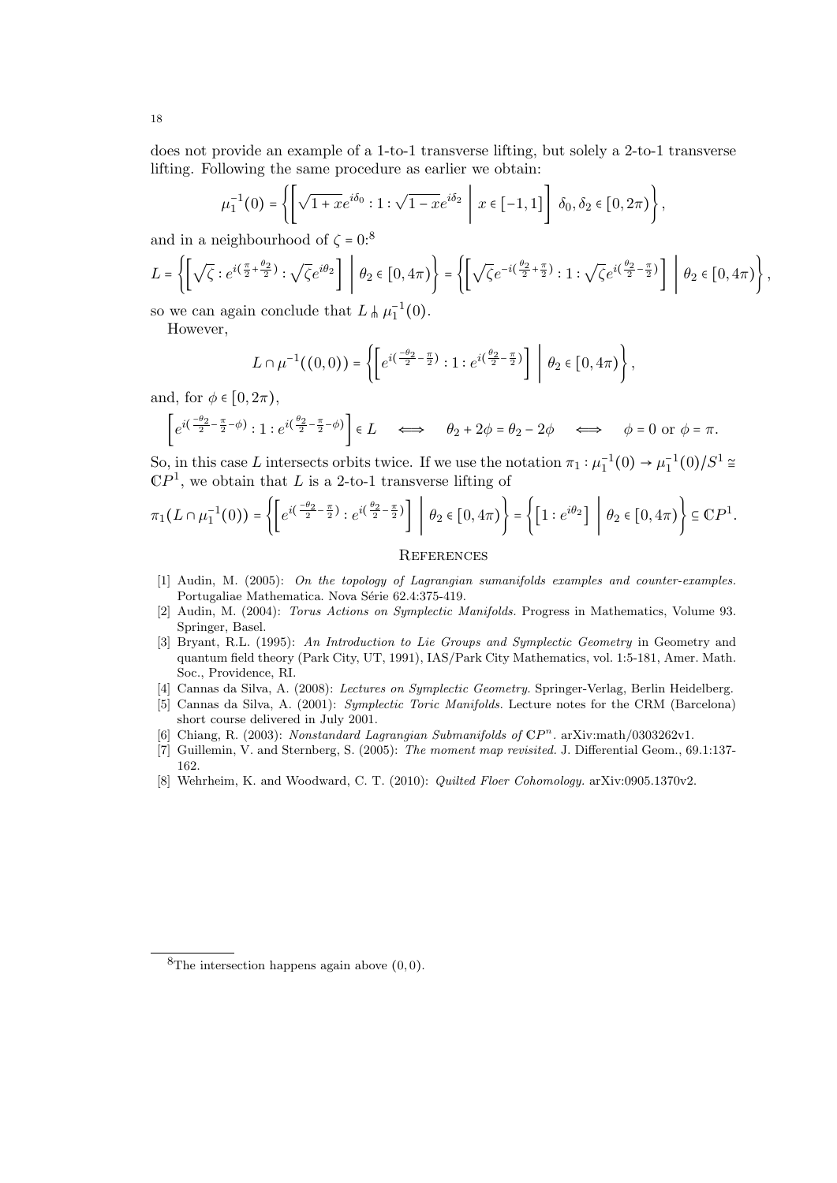does not provide an example of a 1-to-1 transverse lifting, but solely a 2-to-1 transverse lifting. Following the same procedure as earlier we obtain:

$$\mu_1^{-1}(0) = \left\{ \left[ \sqrt{1+x}e^{i\delta_0} : 1 : \sqrt{1-x}e^{i\delta_2} \;\middle|\; x \in [-1,1] \right] \delta_0, \delta_2 \in [0, 2\pi) \right\},$$

and in a neighbourhood of $\zeta = 0$:[8]

$$L = \left\{ \left[ \sqrt{\zeta} : e^{i(\frac{\pi}{2}+\frac{\theta_2}{2})} : \sqrt{\zeta}e^{i\theta_2} \right] \;\middle|\; \theta_2 \in [0, 4\pi) \right\} = \left\{ \left[ \sqrt{\zeta}e^{-i(\frac{\theta_2}{2}+\frac{\pi}{2})} : 1 : \sqrt{\zeta}e^{i(\frac{\theta_2}{2}-\frac{\pi}{2})} \right] \;\middle|\; \theta_2 \in [0, 4\pi) \right\},$$

so we can again conclude that $L \pitchfork \mu_1^{-1}(0)$.

However,

$$L \cap \mu^{-1}((0,0)) = \left\{ \left[ e^{i(\frac{-\theta_2}{2}-\frac{\pi}{2})} : 1 : e^{i(\frac{\theta_2}{2}-\frac{\pi}{2})} \right] \;\middle|\; \theta_2 \in [0, 4\pi) \right\},$$

and, for $\phi \in [0, 2\pi)$,

$$\left[ e^{i(\frac{-\theta_2}{2}-\frac{\pi}{2}-\phi)} : 1 : e^{i(\frac{\theta_2}{2}-\frac{\pi}{2}-\phi)} \right] \in L \iff \theta_2 + 2\phi = \theta_2 - 2\phi \iff \phi = 0 \text{ or } \phi = \pi.$$

So, in this case $L$ intersects orbits twice. If we use the notation $\pi_1 : \mu_1^{-1}(0) \to \mu_1^{-1}(0)/S^1 \cong \mathbb{C}P^1$, we obtain that $L$ is a 2-to-1 transverse lifting of

$$\pi_1(L \cap \mu_1^{-1}(0)) = \left\{ \left[ e^{i(\frac{-\theta_2}{2}-\frac{\pi}{2})} : e^{i(\frac{\theta_2}{2}-\frac{\pi}{2})} \right] \;\middle|\; \theta_2 \in [0, 4\pi) \right\} = \left\{ \left[ 1 : e^{i\theta_2} \right] \;\middle|\; \theta_2 \in [0, 4\pi) \right\} \subseteq \mathbb{C}P^1.$$

## References

[1] Audin, M. (2005): *On the topology of Lagrangian sumanifolds examples and counter-examples.* Portugaliae Mathematica. Nova Série 62.4:375-419.

[2] Audin, M. (2004): *Torus Actions on Symplectic Manifolds.* Progress in Mathematics, Volume 93. Springer, Basel.

[3] Bryant, R.L. (1995): *An Introduction to Lie Groups and Symplectic Geometry* in Geometry and quantum field theory (Park City, UT, 1991), IAS/Park City Mathematics, vol. 1:5-181, Amer. Math. Soc., Providence, RI.

[4] Cannas da Silva, A. (2008): *Lectures on Symplectic Geometry.* Springer-Verlag, Berlin Heidelberg.

[5] Cannas da Silva, A. (2001): *Symplectic Toric Manifolds.* Lecture notes for the CRM (Barcelona) short course delivered in July 2001.

[6] Chiang, R. (2003): *Nonstandard Lagrangian Submanifolds of* $\mathbb{C}P^n$. arXiv:math/0303262v1.

[7] Guillemin, V. and Sternberg, S. (2005): *The moment map revisited.* J. Differential Geom., 69.1:137-162.

[8] Wehrheim, K. and Woodward, C. T. (2010): *Quilted Floer Cohomology.* arXiv:0905.1370v2.

[8] The intersection happens again above $(0,0)$.